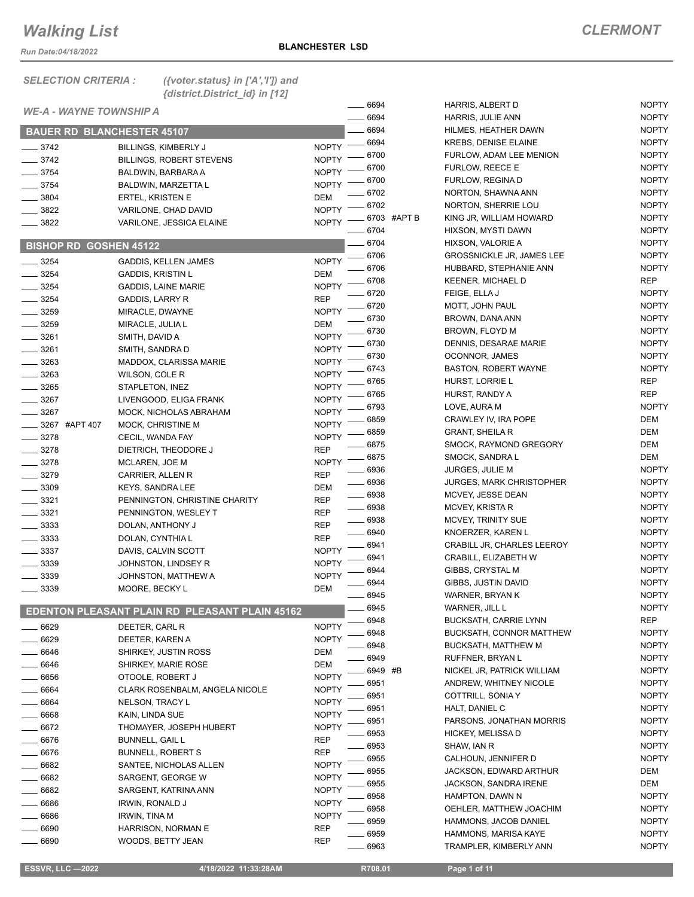# Walking List

**CLERMONT**

Run Date:04/18/2022

**BLANCHESTER LSD**

*SELECTION CRITERIA :* *({voter.status} in ['A','I']) and {district.District_id} in [12]*

*WE-A - WAYNE TOWNSHIP A*

## BAUER RD BLANCHESTER 45107

| No. | Name | Party |
|---|---|---|
| ____ 3742 | BILLINGS, KIMBERLY J | NOPTY |
| ____ 3742 | BILLINGS, ROBERT STEVENS | NOPTY |
| ____ 3754 | BALDWIN, BARBARA A | NOPTY |
| ____ 3754 | BALDWIN, MARZETTA L | NOPTY |
| ____ 3804 | ERTEL, KRISTEN E | DEM |
| ____ 3822 | VARILONE, CHAD DAVID | NOPTY |
| ____ 3822 | VARILONE, JESSICA ELAINE | NOPTY |

## BISHOP RD GOSHEN 45122

| No. | Name | Party |
|---|---|---|
| ____ 3254 | GADDIS, KELLEN JAMES | NOPTY |
| ____ 3254 | GADDIS, KRISTIN L | DEM |
| ____ 3254 | GADDIS, LAINE MARIE | NOPTY |
| ____ 3254 | GADDIS, LARRY R | REP |
| ____ 3259 | MIRACLE, DWAYNE | NOPTY |
| ____ 3259 | MIRACLE, JULIA L | DEM |
| ____ 3261 | SMITH, DAVID A | NOPTY |
| ____ 3261 | SMITH, SANDRA D | NOPTY |
| ____ 3263 | MADDOX, CLARISSA MARIE | NOPTY |
| ____ 3263 | WILSON, COLE R | NOPTY |
| ____ 3265 | STAPLETON, INEZ | NOPTY |
| ____ 3267 | LIVENGOOD, ELIGA FRANK | NOPTY |
| ____ 3267 | MOCK, NICHOLAS ABRAHAM | NOPTY |
| ____ 3267 #APT 407 | MOCK, CHRISTINE M | NOPTY |
| ____ 3278 | CECIL, WANDA FAY | NOPTY |
| ____ 3278 | DIETRICH, THEODORE J | REP |
| ____ 3278 | MCLAREN, JOE M | NOPTY |
| ____ 3279 | CARRIER, ALLEN R | REP |
| ____ 3309 | KEYS, SANDRA LEE | DEM |
| ____ 3321 | PENNINGTON, CHRISTINE CHARITY | REP |
| ____ 3321 | PENNINGTON, WESLEY T | REP |
| ____ 3333 | DOLAN, ANTHONY J | REP |
| ____ 3333 | DOLAN, CYNTHIA L | REP |
| ____ 3337 | DAVIS, CALVIN SCOTT | NOPTY |
| ____ 3339 | JOHNSTON, LINDSEY R | NOPTY |
| ____ 3339 | JOHNSTON, MATTHEW A | NOPTY |
| ____ 3339 | MOORE, BECKY L | DEM |

## EDENTON PLEASANT PLAIN RD PLEASANT PLAIN 45162

| No. | Name | Party |
|---|---|---|
| ____ 6629 | DEETER, CARL R | NOPTY |
| ____ 6629 | DEETER, KAREN A | NOPTY |
| ____ 6646 | SHIRKEY, JUSTIN ROSS | DEM |
| ____ 6646 | SHIRKEY, MARIE ROSE | DEM |
| ____ 6656 | OTOOLE, ROBERT J | NOPTY |
| ____ 6664 | CLARK ROSENBALM, ANGELA NICOLE | NOPTY |
| ____ 6664 | NELSON, TRACY L | NOPTY |
| ____ 6668 | KAIN, LINDA SUE | NOPTY |
| ____ 6672 | THOMAYER, JOSEPH HUBERT | NOPTY |
| ____ 6676 | BUNNELL, GAIL L | REP |
| ____ 6676 | BUNNELL, ROBERT S | REP |
| ____ 6682 | SANTEE, NICHOLAS ALLEN | NOPTY |
| ____ 6682 | SARGENT, GEORGE W | NOPTY |
| ____ 6682 | SARGENT, KATRINA ANN | NOPTY |
| ____ 6686 | IRWIN, RONALD J | NOPTY |
| ____ 6686 | IRWIN, TINA M | NOPTY |
| ____ 6690 | HARRISON, NORMAN E | REP |
| ____ 6690 | WOODS, BETTY JEAN | REP |
| ____ 6694 | HARRIS, ALBERT D | NOPTY |
| ____ 6694 | HARRIS, JULIE ANN | NOPTY |
| ____ 6694 | HILMES, HEATHER DAWN | NOPTY |
| ____ 6694 | KREBS, DENISE ELAINE | NOPTY |
| ____ 6700 | FURLOW, ADAM LEE MENION | NOPTY |
| ____ 6700 | FURLOW, REECE E | NOPTY |
| ____ 6700 | FURLOW, REGINA D | NOPTY |
| ____ 6702 | NORTON, SHAWNA ANN | NOPTY |
| ____ 6702 | NORTON, SHERRIE LOU | NOPTY |
| ____ 6703 #APT B | KING JR, WILLIAM HOWARD | NOPTY |
| ____ 6704 | HIXSON, MYSTI DAWN | NOPTY |
| ____ 6704 | HIXSON, VALORIE A | NOPTY |
| ____ 6706 | GROSSNICKLE JR, JAMES LEE | NOPTY |
| ____ 6706 | HUBBARD, STEPHANIE ANN | NOPTY |
| ____ 6708 | KEENER, MICHAEL D | REP |
| ____ 6720 | FEIGE, ELLA J | NOPTY |
| ____ 6720 | MOTT, JOHN PAUL | NOPTY |
| ____ 6730 | BROWN, DANA ANN | NOPTY |
| ____ 6730 | BROWN, FLOYD M | NOPTY |
| ____ 6730 | DENNIS, DESARAE MARIE | NOPTY |
| ____ 6730 | OCONNOR, JAMES | NOPTY |
| ____ 6743 | BASTON, ROBERT WAYNE | NOPTY |
| ____ 6765 | HURST, LORRIE L | REP |
| ____ 6765 | HURST, RANDY A | REP |
| ____ 6793 | LOVE, AURA M | NOPTY |
| ____ 6859 | CRAWLEY IV, IRA POPE | DEM |
| ____ 6859 | GRANT, SHEILA R | DEM |
| ____ 6875 | SMOCK, RAYMOND GREGORY | DEM |
| ____ 6875 | SMOCK, SANDRA L | DEM |
| ____ 6936 | JURGES, JULIE M | NOPTY |
| ____ 6936 | JURGES, MARK CHRISTOPHER | NOPTY |
| ____ 6938 | MCVEY, JESSE DEAN | NOPTY |
| ____ 6938 | MCVEY, KRISTA R | NOPTY |
| ____ 6938 | MCVEY, TRINITY SUE | NOPTY |
| ____ 6940 | KNOERZER, KAREN L | NOPTY |
| ____ 6941 | CRABILL JR, CHARLES LEEROY | NOPTY |
| ____ 6941 | CRABILL, ELIZABETH W | NOPTY |
| ____ 6944 | GIBBS, CRYSTAL M | NOPTY |
| ____ 6944 | GIBBS, JUSTIN DAVID | NOPTY |
| ____ 6945 | WARNER, BRYAN K | NOPTY |
| ____ 6945 | WARNER, JILL L | NOPTY |
| ____ 6948 | BUCKSATH, CARRIE LYNN | REP |
| ____ 6948 | BUCKSATH, CONNOR MATTHEW | NOPTY |
| ____ 6948 | BUCKSATH, MATTHEW M | NOPTY |
| ____ 6949 | RUFFNER, BRYAN L | NOPTY |
| ____ 6949 #B | NICKEL JR, PATRICK WILLIAM | NOPTY |
| ____ 6951 | ANDREW, WHITNEY NICOLE | NOPTY |
| ____ 6951 | COTTRILL, SONIA Y | NOPTY |
| ____ 6951 | HALT, DANIEL C | NOPTY |
| ____ 6951 | PARSONS, JONATHAN MORRIS | NOPTY |
| ____ 6953 | HICKEY, MELISSA D | NOPTY |
| ____ 6953 | SHAW, IAN R | NOPTY |
| ____ 6955 | CALHOUN, JENNIFER D | NOPTY |
| ____ 6955 | JACKSON, EDWARD ARTHUR | DEM |
| ____ 6955 | JACKSON, SANDRA IRENE | DEM |
| ____ 6958 | HAMPTON, DAWN N | NOPTY |
| ____ 6958 | OEHLER, MATTHEW JOACHIM | NOPTY |
| ____ 6959 | HAMMONS, JACOB DANIEL | NOPTY |
| ____ 6959 | HAMMONS, MARISA KAYE | NOPTY |
| ____ 6963 | TRAMPLER, KIMBERLY ANN | NOPTY |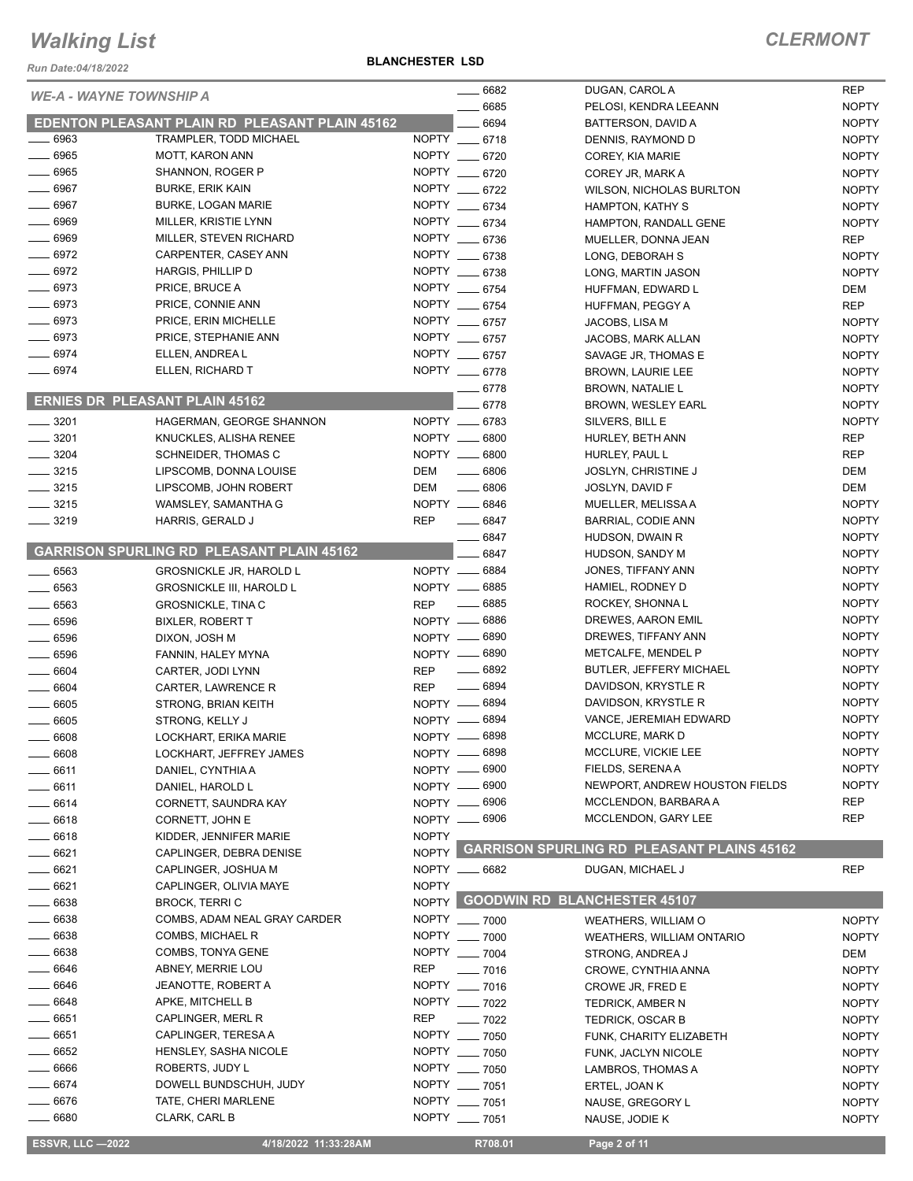# Walking List

**CLERMONT**

*Run Date:04/18/2022*

**BLANCHESTER LSD**

*WE-A - WAYNE TOWNSHIP A*

## EDENTON PLEASANT PLAIN RD PLEASANT PLAIN 45162

| No. | Name | Party |
|---|---|---|
| 6963 | TRAMPLER, TODD MICHAEL | NOPTY |
| 6965 | MOTT, KARON ANN | NOPTY |
| 6965 | SHANNON, ROGER P | NOPTY |
| 6967 | BURKE, ERIK KAIN | NOPTY |
| 6967 | BURKE, LOGAN MARIE | NOPTY |
| 6969 | MILLER, KRISTIE LYNN | NOPTY |
| 6969 | MILLER, STEVEN RICHARD | NOPTY |
| 6972 | CARPENTER, CASEY ANN | NOPTY |
| 6972 | HARGIS, PHILLIP D | NOPTY |
| 6973 | PRICE, BRUCE A | NOPTY |
| 6973 | PRICE, CONNIE ANN | NOPTY |
| 6973 | PRICE, ERIN MICHELLE | NOPTY |
| 6973 | PRICE, STEPHANIE ANN | NOPTY |
| 6974 | ELLEN, ANDREA L | NOPTY |
| 6974 | ELLEN, RICHARD T | NOPTY |

## ERNIES DR PLEASANT PLAIN 45162

| No. | Name | Party |
|---|---|---|
| 3201 | HAGERMAN, GEORGE SHANNON | NOPTY |
| 3201 | KNUCKLES, ALISHA RENEE | NOPTY |
| 3204 | SCHNEIDER, THOMAS C | NOPTY |
| 3215 | LIPSCOMB, DONNA LOUISE | DEM |
| 3215 | LIPSCOMB, JOHN ROBERT | DEM |
| 3215 | WAMSLEY, SAMANTHA G | NOPTY |
| 3219 | HARRIS, GERALD J | REP |

## GARRISON SPURLING RD PLEASANT PLAIN 45162

| No. | Name | Party |
|---|---|---|
| 6563 | GROSNICKLE JR, HAROLD L | NOPTY |
| 6563 | GROSNICKLE III, HAROLD L | NOPTY |
| 6563 | GROSNICKLE, TINA C | REP |
| 6596 | BIXLER, ROBERT T | NOPTY |
| 6596 | DIXON, JOSH M | NOPTY |
| 6596 | FANNIN, HALEY MYNA | NOPTY |
| 6604 | CARTER, JODI LYNN | REP |
| 6604 | CARTER, LAWRENCE R | REP |
| 6605 | STRONG, BRIAN KEITH | NOPTY |
| 6605 | STRONG, KELLY J | NOPTY |
| 6608 | LOCKHART, ERIKA MARIE | NOPTY |
| 6608 | LOCKHART, JEFFREY JAMES | NOPTY |
| 6611 | DANIEL, CYNTHIA A | NOPTY |
| 6611 | DANIEL, HAROLD L | NOPTY |
| 6614 | CORNETT, SAUNDRA KAY | NOPTY |
| 6618 | CORNETT, JOHN E | NOPTY |
| 6618 | KIDDER, JENNIFER MARIE | NOPTY |
| 6621 | CAPLINGER, DEBRA DENISE | NOPTY |
| 6621 | CAPLINGER, JOSHUA M | NOPTY |
| 6621 | CAPLINGER, OLIVIA MAYE | NOPTY |
| 6638 | BROCK, TERRI C | NOPTY |
| 6638 | COMBS, ADAM NEAL GRAY CARDER | NOPTY |
| 6638 | COMBS, MICHAEL R | NOPTY |
| 6638 | COMBS, TONYA GENE | NOPTY |
| 6646 | ABNEY, MERRIE LOU | REP |
| 6646 | JEANOTTE, ROBERT A | NOPTY |
| 6648 | APKE, MITCHELL B | NOPTY |
| 6651 | CAPLINGER, MERL R | REP |
| 6651 | CAPLINGER, TERESA A | NOPTY |
| 6652 | HENSLEY, SASHA NICOLE | NOPTY |
| 6666 | ROBERTS, JUDY L | NOPTY |
| 6674 | DOWELL BUNDSCHUH, JUDY | NOPTY |
| 6676 | TATE, CHERI MARLENE | NOPTY |
| 6680 | CLARK, CARL B | NOPTY |
| 6682 | DUGAN, CAROL A | REP |
| 6685 | PELOSI, KENDRA LEEANN | NOPTY |
| 6694 | BATTERSON, DAVID A | NOPTY |
| 6718 | DENNIS, RAYMOND D | NOPTY |
| 6720 | COREY, KIA MARIE | NOPTY |
| 6720 | COREY JR, MARK A | NOPTY |
| 6722 | WILSON, NICHOLAS BURLTON | NOPTY |
| 6734 | HAMPTON, KATHY S | NOPTY |
| 6734 | HAMPTON, RANDALL GENE | NOPTY |
| 6736 | MUELLER, DONNA JEAN | REP |
| 6738 | LONG, DEBORAH S | NOPTY |
| 6738 | LONG, MARTIN JASON | NOPTY |
| 6754 | HUFFMAN, EDWARD L | DEM |
| 6754 | HUFFMAN, PEGGY A | REP |
| 6757 | JACOBS, LISA M | NOPTY |
| 6757 | JACOBS, MARK ALLAN | NOPTY |
| 6757 | SAVAGE JR, THOMAS E | NOPTY |
| 6778 | BROWN, LAURIE LEE | NOPTY |
| 6778 | BROWN, NATALIE L | NOPTY |
| 6778 | BROWN, WESLEY EARL | NOPTY |
| 6783 | SILVERS, BILL E | NOPTY |
| 6800 | HURLEY, BETH ANN | REP |
| 6800 | HURLEY, PAUL L | REP |
| 6806 | JOSLYN, CHRISTINE J | DEM |
| 6806 | JOSLYN, DAVID F | DEM |
| 6846 | MUELLER, MELISSA A | NOPTY |
| 6847 | BARRIAL, CODIE ANN | NOPTY |
| 6847 | HUDSON, DWAIN R | NOPTY |
| 6847 | HUDSON, SANDY M | NOPTY |
| 6884 | JONES, TIFFANY ANN | NOPTY |
| 6885 | HAMIEL, RODNEY D | NOPTY |
| 6885 | ROCKEY, SHONNA L | NOPTY |
| 6886 | DREWES, AARON EMIL | NOPTY |
| 6890 | DREWES, TIFFANY ANN | NOPTY |
| 6890 | METCALFE, MENDEL P | NOPTY |
| 6892 | BUTLER, JEFFERY MICHAEL | NOPTY |
| 6894 | DAVIDSON, KRYSTLE R | NOPTY |
| 6894 | DAVIDSON, KRYSTLE R | NOPTY |
| 6894 | VANCE, JEREMIAH EDWARD | NOPTY |
| 6898 | MCCLURE, MARK D | NOPTY |
| 6898 | MCCLURE, VICKIE LEE | NOPTY |
| 6900 | FIELDS, SERENA A | NOPTY |
| 6900 | NEWPORT, ANDREW HOUSTON FIELDS | NOPTY |
| 6906 | MCCLENDON, BARBARA A | REP |
| 6906 | MCCLENDON, GARY LEE | REP |

## GARRISON SPURLING RD PLEASANT PLAINS 45162

| No. | Name | Party |
|---|---|---|
| 6682 | DUGAN, MICHAEL J | REP |

## GOODWIN RD BLANCHESTER 45107

| No. | Name | Party |
|---|---|---|
| 7000 | WEATHERS, WILLIAM O | NOPTY |
| 7000 | WEATHERS, WILLIAM ONTARIO | NOPTY |
| 7004 | STRONG, ANDREA J | DEM |
| 7016 | CROWE, CYNTHIA ANNA | NOPTY |
| 7016 | CROWE JR, FRED E | NOPTY |
| 7022 | TEDRICK, AMBER N | NOPTY |
| 7022 | TEDRICK, OSCAR B | NOPTY |
| 7050 | FUNK, CHARITY ELIZABETH | NOPTY |
| 7050 | FUNK, JACLYN NICOLE | NOPTY |
| 7050 | LAMBROS, THOMAS A | NOPTY |
| 7051 | ERTEL, JOAN K | NOPTY |
| 7051 | NAUSE, GREGORY L | NOPTY |
| 7051 | NAUSE, JODIE K | NOPTY |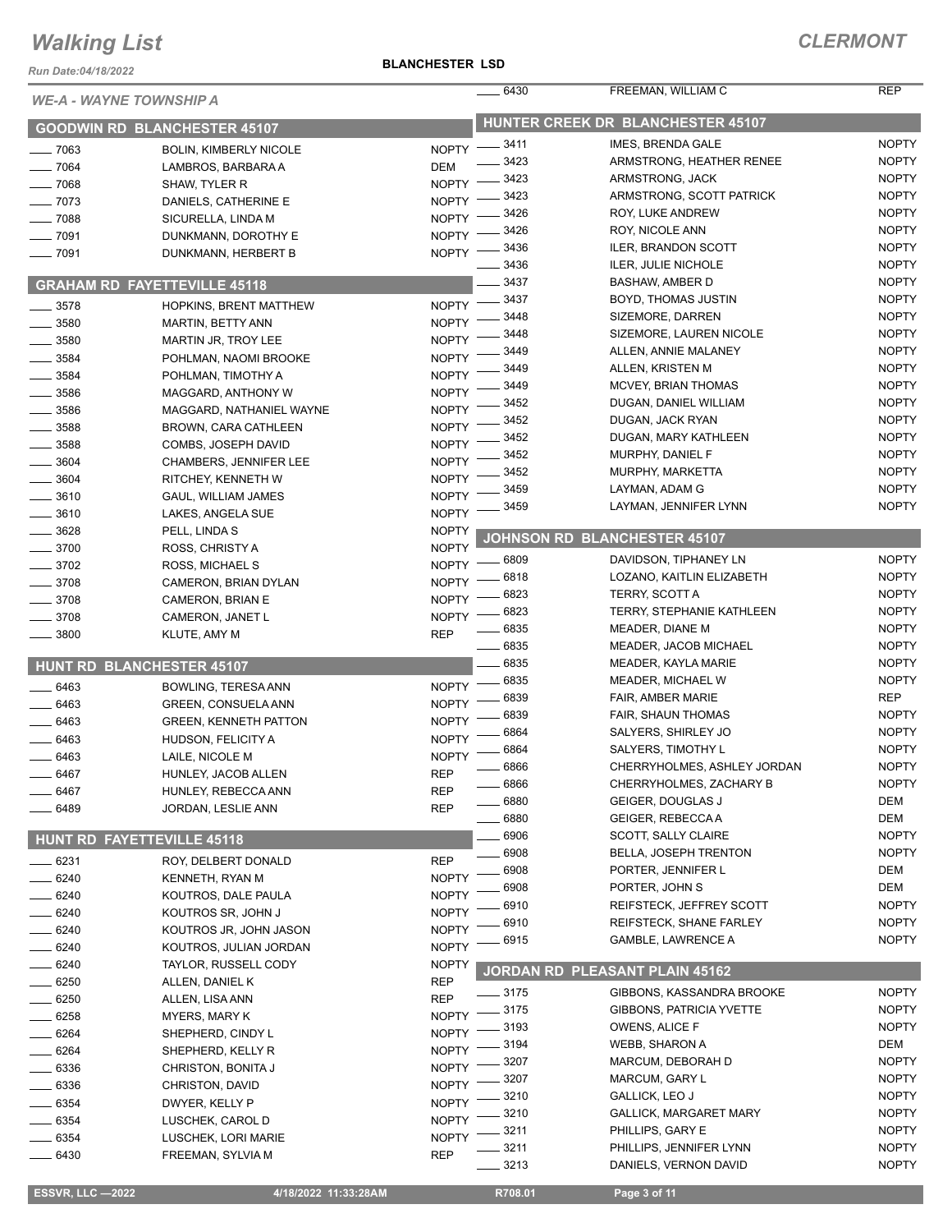# Walking List

**CLERMONT**

Run Date:04/18/2022

**BLANCHESTER LSD**

*WE-A - WAYNE TOWNSHIP A*

## GOODWIN RD BLANCHESTER 45107

| No. | Name | Party |
|---|---|---|
| 7063 | BOLIN, KIMBERLY NICOLE | NOPTY |
| 7064 | LAMBROS, BARBARA A | DEM |
| 7068 | SHAW, TYLER R | NOPTY |
| 7073 | DANIELS, CATHERINE E | NOPTY |
| 7088 | SICURELLA, LINDA M | NOPTY |
| 7091 | DUNKMANN, DOROTHY E | NOPTY |
| 7091 | DUNKMANN, HERBERT B | NOPTY |

## GRAHAM RD FAYETTEVILLE 45118

| No. | Name | Party |
|---|---|---|
| 3578 | HOPKINS, BRENT MATTHEW | NOPTY |
| 3580 | MARTIN, BETTY ANN | NOPTY |
| 3580 | MARTIN JR, TROY LEE | NOPTY |
| 3584 | POHLMAN, NAOMI BROOKE | NOPTY |
| 3584 | POHLMAN, TIMOTHY A | NOPTY |
| 3586 | MAGGARD, ANTHONY W | NOPTY |
| 3586 | MAGGARD, NATHANIEL WAYNE | NOPTY |
| 3588 | BROWN, CARA CATHLEEN | NOPTY |
| 3588 | COMBS, JOSEPH DAVID | NOPTY |
| 3604 | CHAMBERS, JENNIFER LEE | NOPTY |
| 3604 | RITCHEY, KENNETH W | NOPTY |
| 3610 | GAUL, WILLIAM JAMES | NOPTY |
| 3610 | LAKES, ANGELA SUE | NOPTY |
| 3628 | PELL, LINDA S | NOPTY |
| 3700 | ROSS, CHRISTY A | NOPTY |
| 3702 | ROSS, MICHAEL S | NOPTY |
| 3708 | CAMERON, BRIAN DYLAN | NOPTY |
| 3708 | CAMERON, BRIAN E | NOPTY |
| 3708 | CAMERON, JANET L | NOPTY |
| 3800 | KLUTE, AMY M | REP |

## HUNT RD BLANCHESTER 45107

| No. | Name | Party |
|---|---|---|
| 6463 | BOWLING, TERESA ANN | NOPTY |
| 6463 | GREEN, CONSUELA ANN | NOPTY |
| 6463 | GREEN, KENNETH PATTON | NOPTY |
| 6463 | HUDSON, FELICITY A | NOPTY |
| 6463 | LAILE, NICOLE M | NOPTY |
| 6467 | HUNLEY, JACOB ALLEN | REP |
| 6467 | HUNLEY, REBECCA ANN | REP |
| 6489 | JORDAN, LESLIE ANN | REP |

## HUNT RD FAYETTEVILLE 45118

| No. | Name | Party |
|---|---|---|
| 6231 | ROY, DELBERT DONALD | REP |
| 6240 | KENNETH, RYAN M | NOPTY |
| 6240 | KOUTROS, DALE PAULA | NOPTY |
| 6240 | KOUTROS SR, JOHN J | NOPTY |
| 6240 | KOUTROS JR, JOHN JASON | NOPTY |
| 6240 | KOUTROS, JULIAN JORDAN | NOPTY |
| 6240 | TAYLOR, RUSSELL CODY | NOPTY |
| 6250 | ALLEN, DANIEL K | REP |
| 6250 | ALLEN, LISA ANN | REP |
| 6258 | MYERS, MARY K | NOPTY |
| 6264 | SHEPHERD, CINDY L | NOPTY |
| 6264 | SHEPHERD, KELLY R | NOPTY |
| 6336 | CHRISTON, BONITA J | NOPTY |
| 6336 | CHRISTON, DAVID | NOPTY |
| 6354 | DWYER, KELLY P | NOPTY |
| 6354 | LUSCHEK, CAROL D | NOPTY |
| 6354 | LUSCHEK, LORI MARIE | NOPTY |
| 6430 | FREEMAN, SYLVIA M | REP |
| 6430 | FREEMAN, WILLIAM C | REP |

## HUNTER CREEK DR BLANCHESTER 45107

| No. | Name | Party |
|---|---|---|
| 3411 | IMES, BRENDA GALE | NOPTY |
| 3423 | ARMSTRONG, HEATHER RENEE | NOPTY |
| 3423 | ARMSTRONG, JACK | NOPTY |
| 3423 | ARMSTRONG, SCOTT PATRICK | NOPTY |
| 3426 | ROY, LUKE ANDREW | NOPTY |
| 3426 | ROY, NICOLE ANN | NOPTY |
| 3436 | ILER, BRANDON SCOTT | NOPTY |
| 3436 | ILER, JULIE NICHOLE | NOPTY |
| 3437 | BASHAW, AMBER D | NOPTY |
| 3437 | BOYD, THOMAS JUSTIN | NOPTY |
| 3448 | SIZEMORE, DARREN | NOPTY |
| 3448 | SIZEMORE, LAUREN NICOLE | NOPTY |
| 3449 | ALLEN, ANNIE MALANEY | NOPTY |
| 3449 | ALLEN, KRISTEN M | NOPTY |
| 3449 | MCVEY, BRIAN THOMAS | NOPTY |
| 3452 | DUGAN, DANIEL WILLIAM | NOPTY |
| 3452 | DUGAN, JACK RYAN | NOPTY |
| 3452 | DUGAN, MARY KATHLEEN | NOPTY |
| 3452 | MURPHY, DANIEL F | NOPTY |
| 3452 | MURPHY, MARKETTA | NOPTY |
| 3459 | LAYMAN, ADAM G | NOPTY |
| 3459 | LAYMAN, JENNIFER LYNN | NOPTY |

## JOHNSON RD BLANCHESTER 45107

| No. | Name | Party |
|---|---|---|
| 6809 | DAVIDSON, TIPHANEY LN | NOPTY |
| 6818 | LOZANO, KAITLIN ELIZABETH | NOPTY |
| 6823 | TERRY, SCOTT A | NOPTY |
| 6823 | TERRY, STEPHANIE KATHLEEN | NOPTY |
| 6835 | MEADER, DIANE M | NOPTY |
| 6835 | MEADER, JACOB MICHAEL | NOPTY |
| 6835 | MEADER, KAYLA MARIE | NOPTY |
| 6835 | MEADER, MICHAEL W | NOPTY |
| 6839 | FAIR, AMBER MARIE | REP |
| 6839 | FAIR, SHAUN THOMAS | NOPTY |
| 6864 | SALYERS, SHIRLEY JO | NOPTY |
| 6864 | SALYERS, TIMOTHY L | NOPTY |
| 6866 | CHERRYHOLMES, ASHLEY JORDAN | NOPTY |
| 6866 | CHERRYHOLMES, ZACHARY B | NOPTY |
| 6880 | GEIGER, DOUGLAS J | DEM |
| 6880 | GEIGER, REBECCA A | DEM |
| 6906 | SCOTT, SALLY CLAIRE | NOPTY |
| 6908 | BELLA, JOSEPH TRENTON | NOPTY |
| 6908 | PORTER, JENNIFER L | DEM |
| 6908 | PORTER, JOHN S | DEM |
| 6910 | REIFSTECK, JEFFREY SCOTT | NOPTY |
| 6910 | REIFSTECK, SHANE FARLEY | NOPTY |
| 6915 | GAMBLE, LAWRENCE A | NOPTY |

## JORDAN RD PLEASANT PLAIN 45162

| No. | Name | Party |
|---|---|---|
| 3175 | GIBBONS, KASSANDRA BROOKE | NOPTY |
| 3175 | GIBBONS, PATRICIA YVETTE | NOPTY |
| 3193 | OWENS, ALICE F | NOPTY |
| 3194 | WEBB, SHARON A | DEM |
| 3207 | MARCUM, DEBORAH D | NOPTY |
| 3207 | MARCUM, GARY L | NOPTY |
| 3210 | GALLICK, LEO J | NOPTY |
| 3210 | GALLICK, MARGARET MARY | NOPTY |
| 3211 | PHILLIPS, GARY E | NOPTY |
| 3211 | PHILLIPS, JENNIFER LYNN | NOPTY |
| 3213 | DANIELS, VERNON DAVID | NOPTY |

ESSVR, LLC —2022 | 4/18/2022 11:33:28AM | R708.01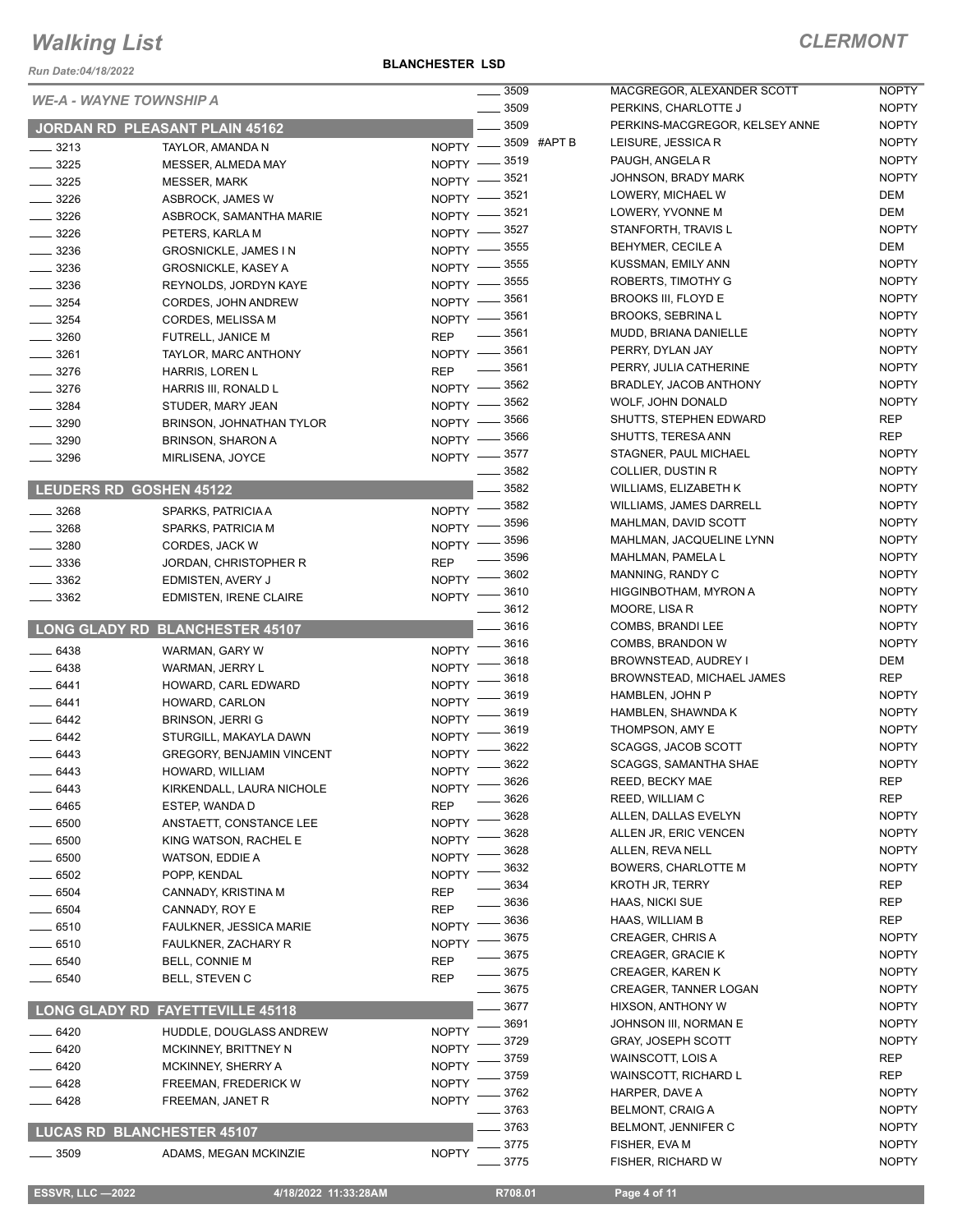# Walking List

**CLERMONT**

Run Date:04/18/2022

**BLANCHESTER LSD**

*WE-A - WAYNE TOWNSHIP A*

## JORDAN RD PLEASANT PLAIN 45162

| No. | Name | Party |
|---|---|---|
| 3213 | TAYLOR, AMANDA N | NOPTY |
| 3225 | MESSER, ALMEDA MAY | NOPTY |
| 3225 | MESSER, MARK | NOPTY |
| 3226 | ASBROCK, JAMES W | NOPTY |
| 3226 | ASBROCK, SAMANTHA MARIE | NOPTY |
| 3226 | PETERS, KARLA M | NOPTY |
| 3236 | GROSNICKLE, JAMES I N | NOPTY |
| 3236 | GROSNICKLE, KASEY A | NOPTY |
| 3236 | REYNOLDS, JORDYN KAYE | NOPTY |
| 3254 | CORDES, JOHN ANDREW | NOPTY |
| 3254 | CORDES, MELISSA M | NOPTY |
| 3260 | FUTRELL, JANICE M | REP |
| 3261 | TAYLOR, MARC ANTHONY | NOPTY |
| 3276 | HARRIS, LOREN L | REP |
| 3276 | HARRIS III, RONALD L | NOPTY |
| 3284 | STUDER, MARY JEAN | NOPTY |
| 3290 | BRINSON, JOHNATHAN TYLOR | NOPTY |
| 3290 | BRINSON, SHARON A | NOPTY |
| 3296 | MIRLISENA, JOYCE | NOPTY |

## LEUDERS RD GOSHEN 45122

| No. | Name | Party |
|---|---|---|
| 3268 | SPARKS, PATRICIA A | NOPTY |
| 3268 | SPARKS, PATRICIA M | NOPTY |
| 3280 | CORDES, JACK W | NOPTY |
| 3336 | JORDAN, CHRISTOPHER R | REP |
| 3362 | EDMISTEN, AVERY J | NOPTY |
| 3362 | EDMISTEN, IRENE CLAIRE | NOPTY |

## LONG GLADY RD BLANCHESTER 45107

| No. | Name | Party |
|---|---|---|
| 6438 | WARMAN, GARY W | NOPTY |
| 6438 | WARMAN, JERRY L | NOPTY |
| 6441 | HOWARD, CARL EDWARD | NOPTY |
| 6441 | HOWARD, CARLON | NOPTY |
| 6442 | BRINSON, JERRI G | NOPTY |
| 6442 | STURGILL, MAKAYLA DAWN | NOPTY |
| 6443 | GREGORY, BENJAMIN VINCENT | NOPTY |
| 6443 | HOWARD, WILLIAM | NOPTY |
| 6443 | KIRKENDALL, LAURA NICHOLE | NOPTY |
| 6465 | ESTEP, WANDA D | REP |
| 6500 | ANSTAETT, CONSTANCE LEE | NOPTY |
| 6500 | KING WATSON, RACHEL E | NOPTY |
| 6500 | WATSON, EDDIE A | NOPTY |
| 6502 | POPP, KENDAL | NOPTY |
| 6504 | CANNADY, KRISTINA M | REP |
| 6504 | CANNADY, ROY E | REP |
| 6510 | FAULKNER, JESSICA MARIE | NOPTY |
| 6510 | FAULKNER, ZACHARY R | NOPTY |
| 6540 | BELL, CONNIE M | REP |
| 6540 | BELL, STEVEN C | REP |

## LONG GLADY RD FAYETTEVILLE 45118

| No. | Name | Party |
|---|---|---|
| 6420 | HUDDLE, DOUGLASS ANDREW | NOPTY |
| 6420 | MCKINNEY, BRITTNEY N | NOPTY |
| 6420 | MCKINNEY, SHERRY A | NOPTY |
| 6428 | FREEMAN, FREDERICK W | NOPTY |
| 6428 | FREEMAN, JANET R | NOPTY |

## LUCAS RD BLANCHESTER 45107

| No. | Name | Party |
|---|---|---|
| 3509 | ADAMS, MEGAN MCKINZIE | NOPTY |
| 3509 | MACGREGOR, ALEXANDER SCOTT | NOPTY |
| 3509 | PERKINS, CHARLOTTE J | NOPTY |
| 3509 | PERKINS-MACGREGOR, KELSEY ANNE | NOPTY |
| 3509 #APT B | LEISURE, JESSICA R | NOPTY |
| 3519 | PAUGH, ANGELA R | NOPTY |
| 3521 | JOHNSON, BRADY MARK | NOPTY |
| 3521 | LOWERY, MICHAEL W | DEM |
| 3521 | LOWERY, YVONNE M | DEM |
| 3527 | STANFORTH, TRAVIS L | NOPTY |
| 3555 | BEHYMER, CECILE A | DEM |
| 3555 | KUSSMAN, EMILY ANN | NOPTY |
| 3555 | ROBERTS, TIMOTHY G | NOPTY |
| 3561 | BROOKS III, FLOYD E | NOPTY |
| 3561 | BROOKS, SEBRINA L | NOPTY |
| 3561 | MUDD, BRIANA DANIELLE | NOPTY |
| 3561 | PERRY, DYLAN JAY | NOPTY |
| 3561 | PERRY, JULIA CATHERINE | NOPTY |
| 3562 | BRADLEY, JACOB ANTHONY | NOPTY |
| 3562 | WOLF, JOHN DONALD | NOPTY |
| 3566 | SHUTTS, STEPHEN EDWARD | REP |
| 3566 | SHUTTS, TERESA ANN | REP |
| 3577 | STAGNER, PAUL MICHAEL | NOPTY |
| 3582 | COLLIER, DUSTIN R | NOPTY |
| 3582 | WILLIAMS, ELIZABETH K | NOPTY |
| 3582 | WILLIAMS, JAMES DARRELL | NOPTY |
| 3596 | MAHLMAN, DAVID SCOTT | NOPTY |
| 3596 | MAHLMAN, JACQUELINE LYNN | NOPTY |
| 3596 | MAHLMAN, PAMELA L | NOPTY |
| 3602 | MANNING, RANDY C | NOPTY |
| 3610 | HIGGINBOTHAM, MYRON A | NOPTY |
| 3612 | MOORE, LISA R | NOPTY |
| 3616 | COMBS, BRANDI LEE | NOPTY |
| 3616 | COMBS, BRANDON W | NOPTY |
| 3618 | BROWNSTEAD, AUDREY I | DEM |
| 3618 | BROWNSTEAD, MICHAEL JAMES | REP |
| 3619 | HAMBLEN, JOHN P | NOPTY |
| 3619 | HAMBLEN, SHAWNDA K | NOPTY |
| 3619 | THOMPSON, AMY E | NOPTY |
| 3622 | SCAGGS, JACOB SCOTT | NOPTY |
| 3622 | SCAGGS, SAMANTHA SHAE | NOPTY |
| 3626 | REED, BECKY MAE | REP |
| 3626 | REED, WILLIAM C | REP |
| 3628 | ALLEN, DALLAS EVELYN | NOPTY |
| 3628 | ALLEN JR, ERIC VENCEN | NOPTY |
| 3628 | ALLEN, REVA NELL | NOPTY |
| 3632 | BOWERS, CHARLOTTE M | NOPTY |
| 3634 | KROTH JR, TERRY | REP |
| 3636 | HAAS, NICKI SUE | REP |
| 3636 | HAAS, WILLIAM B | REP |
| 3675 | CREAGER, CHRIS A | NOPTY |
| 3675 | CREAGER, GRACIE K | NOPTY |
| 3675 | CREAGER, KAREN K | NOPTY |
| 3675 | CREAGER, TANNER LOGAN | NOPTY |
| 3677 | HIXSON, ANTHONY W | NOPTY |
| 3691 | JOHNSON III, NORMAN E | NOPTY |
| 3729 | GRAY, JOSEPH SCOTT | NOPTY |
| 3759 | WAINSCOTT, LOIS A | REP |
| 3759 | WAINSCOTT, RICHARD L | REP |
| 3762 | HARPER, DAVE A | NOPTY |
| 3763 | BELMONT, CRAIG A | NOPTY |
| 3763 | BELMONT, JENNIFER C | NOPTY |
| 3775 | FISHER, EVA M | NOPTY |
| 3775 | FISHER, RICHARD W | NOPTY |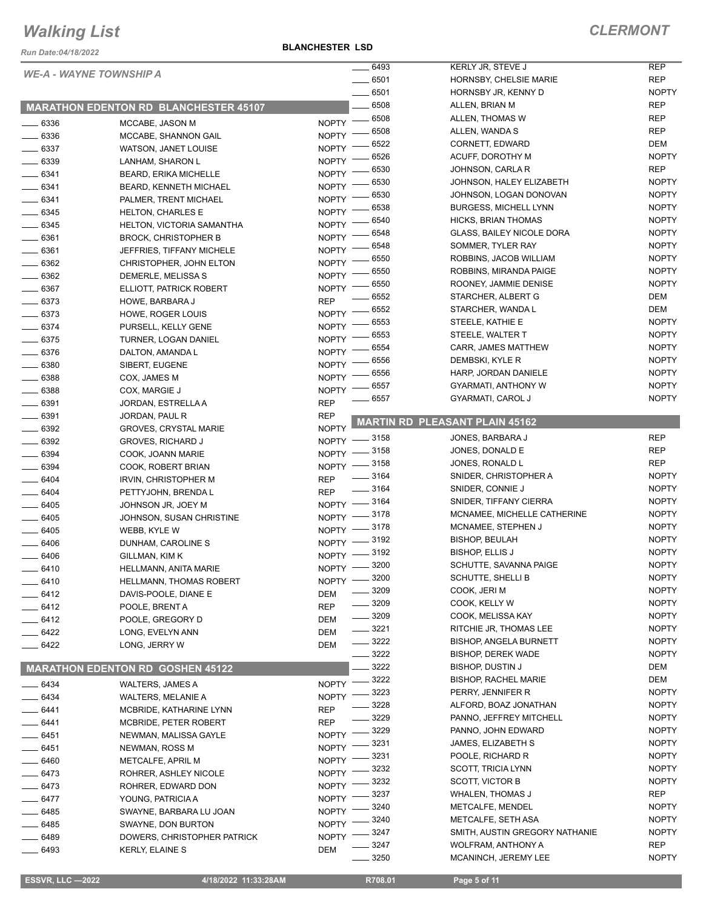# Walking List

**CLERMONT**

Run Date:04/18/2022

**BLANCHESTER LSD**

*WE-A - WAYNE TOWNSHIP A*

## MARATHON EDENTON RD BLANCHESTER 45107

| | Name | Party |
|---|---|---|
| 6336 | MCCABE, JASON M | NOPTY |
| 6336 | MCCABE, SHANNON GAIL | NOPTY |
| 6337 | WATSON, JANET LOUISE | NOPTY |
| 6339 | LANHAM, SHARON L | NOPTY |
| 6341 | BEARD, ERIKA MICHELLE | NOPTY |
| 6341 | BEARD, KENNETH MICHAEL | NOPTY |
| 6341 | PALMER, TRENT MICHAEL | NOPTY |
| 6345 | HELTON, CHARLES E | NOPTY |
| 6345 | HELTON, VICTORIA SAMANTHA | NOPTY |
| 6361 | BROCK, CHRISTOPHER B | NOPTY |
| 6361 | JEFFRIES, TIFFANY MICHELE | NOPTY |
| 6362 | CHRISTOPHER, JOHN ELTON | NOPTY |
| 6362 | DEMERLE, MELISSA S | NOPTY |
| 6367 | ELLIOTT, PATRICK ROBERT | NOPTY |
| 6373 | HOWE, BARBARA J | REP |
| 6373 | HOWE, ROGER LOUIS | NOPTY |
| 6374 | PURSELL, KELLY GENE | NOPTY |
| 6375 | TURNER, LOGAN DANIEL | NOPTY |
| 6376 | DALTON, AMANDA L | NOPTY |
| 6380 | SIBERT, EUGENE | NOPTY |
| 6388 | COX, JAMES M | NOPTY |
| 6388 | COX, MARGIE J | NOPTY |
| 6391 | JORDAN, ESTRELLA A | REP |
| 6391 | JORDAN, PAUL R | REP |
| 6392 | GROVES, CRYSTAL MARIE | NOPTY |
| 6392 | GROVES, RICHARD J | NOPTY |
| 6394 | COOK, JOANN MARIE | NOPTY |
| 6394 | COOK, ROBERT BRIAN | NOPTY |
| 6404 | IRVIN, CHRISTOPHER M | REP |
| 6404 | PETTYJOHN, BRENDA L | REP |
| 6405 | JOHNSON JR, JOEY M | NOPTY |
| 6405 | JOHNSON, SUSAN CHRISTINE | NOPTY |
| 6405 | WEBB, KYLE W | NOPTY |
| 6406 | DUNHAM, CAROLINE S | NOPTY |
| 6406 | GILLMAN, KIM K | NOPTY |
| 6410 | HELLMANN, ANITA MARIE | NOPTY |
| 6410 | HELLMANN, THOMAS ROBERT | NOPTY |
| 6412 | DAVIS-POOLE, DIANE E | DEM |
| 6412 | POOLE, BRENT A | REP |
| 6412 | POOLE, GREGORY D | DEM |
| 6422 | LONG, EVELYN ANN | DEM |
| 6422 | LONG, JERRY W | DEM |

## MARATHON EDENTON RD GOSHEN 45122

| | Name | Party |
|---|---|---|
| 6434 | WALTERS, JAMES A | NOPTY |
| 6434 | WALTERS, MELANIE A | NOPTY |
| 6441 | MCBRIDE, KATHARINE LYNN | REP |
| 6441 | MCBRIDE, PETER ROBERT | REP |
| 6451 | NEWMAN, MALISSA GAYLE | NOPTY |
| 6451 | NEWMAN, ROSS M | NOPTY |
| 6460 | METCALFE, APRIL M | NOPTY |
| 6473 | ROHRER, ASHLEY NICOLE | NOPTY |
| 6473 | ROHRER, EDWARD DON | NOPTY |
| 6477 | YOUNG, PATRICIA A | NOPTY |
| 6485 | SWAYNE, BARBARA LU JOAN | NOPTY |
| 6485 | SWAYNE, DON BURTON | NOPTY |
| 6489 | DOWERS, CHRISTOPHER PATRICK | NOPTY |
| 6493 | KERLY, ELAINE S | DEM |
| 6493 | KERLY JR, STEVE J | REP |
| 6501 | HORNSBY, CHELSIE MARIE | REP |
| 6501 | HORNSBY JR, KENNY D | NOPTY |
| 6508 | ALLEN, BRIAN M | REP |
| 6508 | ALLEN, THOMAS W | REP |
| 6508 | ALLEN, WANDA S | REP |
| 6522 | CORNETT, EDWARD | DEM |
| 6526 | ACUFF, DOROTHY M | NOPTY |
| 6530 | JOHNSON, CARLA R | REP |
| 6530 | JOHNSON, HALEY ELIZABETH | NOPTY |
| 6530 | JOHNSON, LOGAN DONOVAN | NOPTY |
| 6538 | BURGESS, MICHELL LYNN | NOPTY |
| 6540 | HICKS, BRIAN THOMAS | NOPTY |
| 6548 | GLASS, BAILEY NICOLE DORA | NOPTY |
| 6548 | SOMMER, TYLER RAY | NOPTY |
| 6550 | ROBBINS, JACOB WILLIAM | NOPTY |
| 6550 | ROBBINS, MIRANDA PAIGE | NOPTY |
| 6550 | ROONEY, JAMMIE DENISE | NOPTY |
| 6552 | STARCHER, ALBERT G | DEM |
| 6552 | STARCHER, WANDA L | DEM |
| 6553 | STEELE, KATHIE E | NOPTY |
| 6553 | STEELE, WALTER T | NOPTY |
| 6554 | CARR, JAMES MATTHEW | NOPTY |
| 6556 | DEMBSKI, KYLE R | NOPTY |
| 6556 | HARP, JORDAN DANIELE | NOPTY |
| 6557 | GYARMATI, ANTHONY W | NOPTY |
| 6557 | GYARMATI, CAROL J | NOPTY |

## MARTIN RD PLEASANT PLAIN 45162

| | Name | Party |
|---|---|---|
| 3158 | JONES, BARBARA J | REP |
| 3158 | JONES, DONALD E | REP |
| 3158 | JONES, RONALD L | REP |
| 3164 | SNIDER, CHRISTOPHER A | NOPTY |
| 3164 | SNIDER, CONNIE J | NOPTY |
| 3164 | SNIDER, TIFFANY CIERRA | NOPTY |
| 3178 | MCNAMEE, MICHELLE CATHERINE | NOPTY |
| 3178 | MCNAMEE, STEPHEN J | NOPTY |
| 3192 | BISHOP, BEULAH | NOPTY |
| 3192 | BISHOP, ELLIS J | NOPTY |
| 3200 | SCHUTTE, SAVANNA PAIGE | NOPTY |
| 3200 | SCHUTTE, SHELLI B | NOPTY |
| 3209 | COOK, JERI M | NOPTY |
| 3209 | COOK, KELLY W | NOPTY |
| 3209 | COOK, MELISSA KAY | NOPTY |
| 3221 | RITCHIE JR, THOMAS LEE | NOPTY |
| 3222 | BISHOP, ANGELA BURNETT | NOPTY |
| 3222 | BISHOP, DEREK WADE | NOPTY |
| 3222 | BISHOP, DUSTIN J | DEM |
| 3222 | BISHOP, RACHEL MARIE | DEM |
| 3223 | PERRY, JENNIFER R | NOPTY |
| 3228 | ALFORD, BOAZ JONATHAN | NOPTY |
| 3229 | PANNO, JEFFREY MITCHELL | NOPTY |
| 3229 | PANNO, JOHN EDWARD | NOPTY |
| 3231 | JAMES, ELIZABETH S | NOPTY |
| 3231 | POOLE, RICHARD R | NOPTY |
| 3232 | SCOTT, TRICIA LYNN | NOPTY |
| 3232 | SCOTT, VICTOR B | NOPTY |
| 3237 | WHALEN, THOMAS J | REP |
| 3240 | METCALFE, MENDEL | NOPTY |
| 3240 | METCALFE, SETH ASA | NOPTY |
| 3247 | SMITH, AUSTIN GREGORY NATHANIE | NOPTY |
| 3247 | WOLFRAM, ANTHONY A | REP |
| 3250 | MCANINCH, JEREMY LEE | NOPTY |

ESSVR, LLC —2022 | 4/18/2022 11:33:28AM | R708.01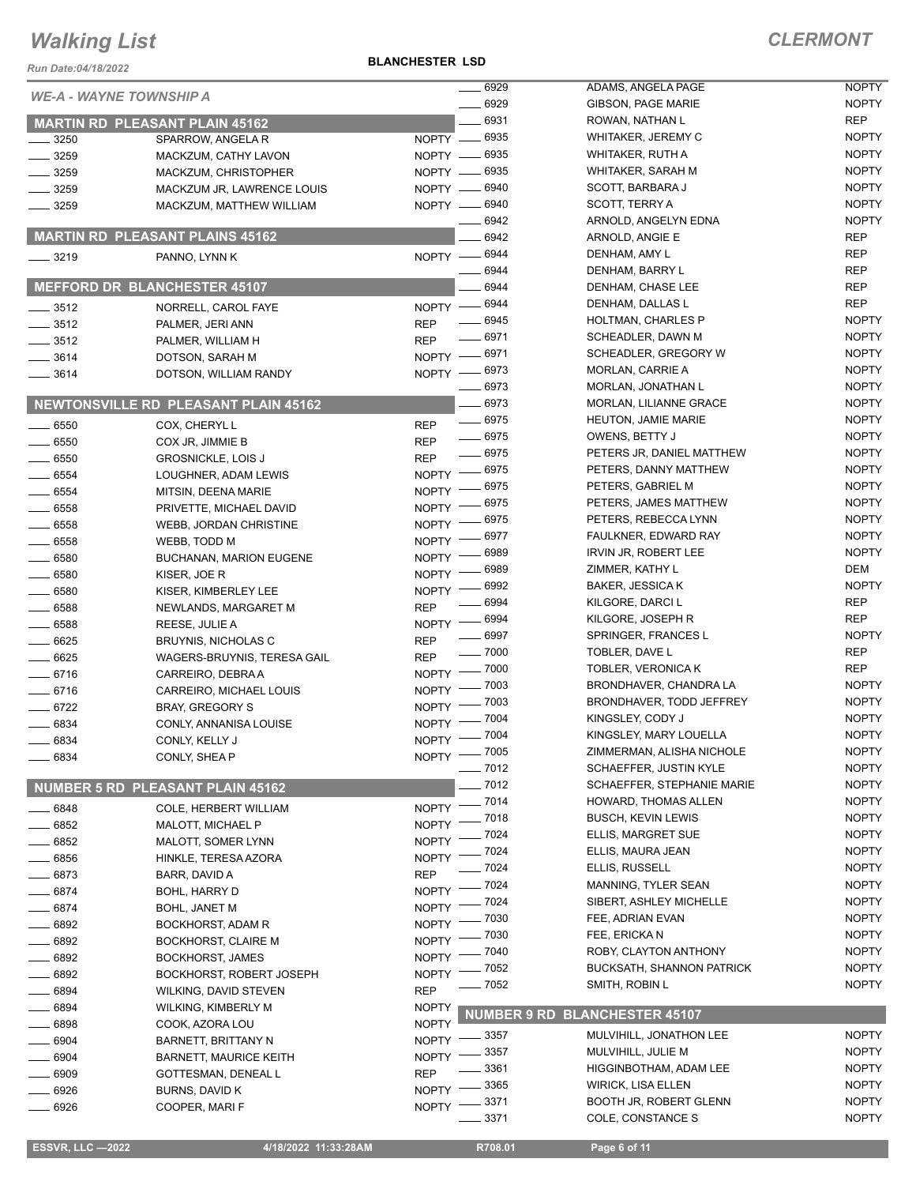# Walking List

**CLERMONT**

*Run Date:04/18/2022*

**BLANCHESTER LSD**

*WE-A - WAYNE TOWNSHIP A*

## MARTIN RD PLEASANT PLAIN 45162

| No. | Name | Party |
|---|---|---|
| 3250 | SPARROW, ANGELA R | NOPTY |
| 3259 | MACKZUM, CATHY LAVON | NOPTY |
| 3259 | MACKZUM, CHRISTOPHER | NOPTY |
| 3259 | MACKZUM JR, LAWRENCE LOUIS | NOPTY |
| 3259 | MACKZUM, MATTHEW WILLIAM | NOPTY |

## MARTIN RD PLEASANT PLAINS 45162

| No. | Name | Party |
|---|---|---|
| 3219 | PANNO, LYNN K | NOPTY |

## MEFFORD DR BLANCHESTER 45107

| No. | Name | Party |
|---|---|---|
| 3512 | NORRELL, CAROL FAYE | NOPTY |
| 3512 | PALMER, JERI ANN | REP |
| 3512 | PALMER, WILLIAM H | REP |
| 3614 | DOTSON, SARAH M | NOPTY |
| 3614 | DOTSON, WILLIAM RANDY | NOPTY |

## NEWTONSVILLE RD PLEASANT PLAIN 45162

| No. | Name | Party |
|---|---|---|
| 6550 | COX, CHERYL L | REP |
| 6550 | COX JR, JIMMIE B | REP |
| 6550 | GROSNICKLE, LOIS J | REP |
| 6554 | LOUGHNER, ADAM LEWIS | NOPTY |
| 6554 | MITSIN, DEENA MARIE | NOPTY |
| 6558 | PRIVETTE, MICHAEL DAVID | NOPTY |
| 6558 | WEBB, JORDAN CHRISTINE | NOPTY |
| 6558 | WEBB, TODD M | NOPTY |
| 6580 | BUCHANAN, MARION EUGENE | NOPTY |
| 6580 | KISER, JOE R | NOPTY |
| 6580 | KISER, KIMBERLEY LEE | NOPTY |
| 6588 | NEWLANDS, MARGARET M | REP |
| 6588 | REESE, JULIE A | NOPTY |
| 6625 | BRUYNIS, NICHOLAS C | REP |
| 6625 | WAGERS-BRUYNIS, TERESA GAIL | REP |
| 6716 | CARREIRO, DEBRA A | NOPTY |
| 6716 | CARREIRO, MICHAEL LOUIS | NOPTY |
| 6722 | BRAY, GREGORY S | NOPTY |
| 6834 | CONLY, ANNANISA LOUISE | NOPTY |
| 6834 | CONLY, KELLY J | NOPTY |
| 6834 | CONLY, SHEA P | NOPTY |

## NUMBER 5 RD PLEASANT PLAIN 45162

| No. | Name | Party |
|---|---|---|
| 6848 | COLE, HERBERT WILLIAM | NOPTY |
| 6852 | MALOTT, MICHAEL P | NOPTY |
| 6852 | MALOTT, SOMER LYNN | NOPTY |
| 6856 | HINKLE, TERESA AZORA | NOPTY |
| 6873 | BARR, DAVID A | REP |
| 6874 | BOHL, HARRY D | NOPTY |
| 6874 | BOHL, JANET M | NOPTY |
| 6892 | BOCKHORST, ADAM R | NOPTY |
| 6892 | BOCKHORST, CLAIRE M | NOPTY |
| 6892 | BOCKHORST, JAMES | NOPTY |
| 6892 | BOCKHORST, ROBERT JOSEPH | NOPTY |
| 6894 | WILKING, DAVID STEVEN | REP |
| 6894 | WILKING, KIMBERLY M | NOPTY |
| 6898 | COOK, AZORA LOU | NOPTY |
| 6904 | BARNETT, BRITTANY N | NOPTY |
| 6904 | BARNETT, MAURICE KEITH | NOPTY |
| 6909 | GOTTESMAN, DENEAL L | REP |
| 6926 | BURNS, DAVID K | NOPTY |
| 6926 | COOPER, MARI F | NOPTY |
| 6929 | ADAMS, ANGELA PAGE | NOPTY |
| 6929 | GIBSON, PAGE MARIE | NOPTY |
| 6931 | ROWAN, NATHAN L | REP |
| 6935 | WHITAKER, JEREMY C | NOPTY |
| 6935 | WHITAKER, RUTH A | NOPTY |
| 6935 | WHITAKER, SARAH M | NOPTY |
| 6940 | SCOTT, BARBARA J | NOPTY |
| 6940 | SCOTT, TERRY A | NOPTY |
| 6942 | ARNOLD, ANGELYN EDNA | NOPTY |
| 6942 | ARNOLD, ANGIE E | REP |
| 6944 | DENHAM, AMY L | REP |
| 6944 | DENHAM, BARRY L | REP |
| 6944 | DENHAM, CHASE LEE | REP |
| 6944 | DENHAM, DALLAS L | REP |
| 6945 | HOLTMAN, CHARLES P | NOPTY |
| 6971 | SCHEADLER, DAWN M | NOPTY |
| 6971 | SCHEADLER, GREGORY W | NOPTY |
| 6973 | MORLAN, CARRIE A | NOPTY |
| 6973 | MORLAN, JONATHAN L | NOPTY |
| 6973 | MORLAN, LILIANNE GRACE | NOPTY |
| 6975 | HEUTON, JAMIE MARIE | NOPTY |
| 6975 | OWENS, BETTY J | NOPTY |
| 6975 | PETERS JR, DANIEL MATTHEW | NOPTY |
| 6975 | PETERS, DANNY MATTHEW | NOPTY |
| 6975 | PETERS, GABRIEL M | NOPTY |
| 6975 | PETERS, JAMES MATTHEW | NOPTY |
| 6975 | PETERS, REBECCA LYNN | NOPTY |
| 6977 | FAULKNER, EDWARD RAY | NOPTY |
| 6989 | IRVIN JR, ROBERT LEE | NOPTY |
| 6989 | ZIMMER, KATHY L | DEM |
| 6992 | BAKER, JESSICA K | NOPTY |
| 6994 | KILGORE, DARCI L | REP |
| 6994 | KILGORE, JOSEPH R | REP |
| 6997 | SPRINGER, FRANCES L | NOPTY |
| 7000 | TOBLER, DAVE L | REP |
| 7000 | TOBLER, VERONICA K | REP |
| 7003 | BRONDHAVER, CHANDRA LA | NOPTY |
| 7003 | BRONDHAVER, TODD JEFFREY | NOPTY |
| 7004 | KINGSLEY, CODY J | NOPTY |
| 7004 | KINGSLEY, MARY LOUELLA | NOPTY |
| 7005 | ZIMMERMAN, ALISHA NICHOLE | NOPTY |
| 7012 | SCHAEFFER, JUSTIN KYLE | NOPTY |
| 7012 | SCHAEFFER, STEPHANIE MARIE | NOPTY |
| 7014 | HOWARD, THOMAS ALLEN | NOPTY |
| 7018 | BUSCH, KEVIN LEWIS | NOPTY |
| 7024 | ELLIS, MARGRET SUE | NOPTY |
| 7024 | ELLIS, MAURA JEAN | NOPTY |
| 7024 | ELLIS, RUSSELL | NOPTY |
| 7024 | MANNING, TYLER SEAN | NOPTY |
| 7024 | SIBERT, ASHLEY MICHELLE | NOPTY |
| 7030 | FEE, ADRIAN EVAN | NOPTY |
| 7030 | FEE, ERICKA N | NOPTY |
| 7040 | ROBY, CLAYTON ANTHONY | NOPTY |
| 7052 | BUCKSATH, SHANNON PATRICK | NOPTY |
| 7052 | SMITH, ROBIN L | NOPTY |

## NUMBER 9 RD BLANCHESTER 45107

| No. | Name | Party |
|---|---|---|
| 3357 | MULVIHILL, JONATHON LEE | NOPTY |
| 3357 | MULVIHILL, JULIE M | NOPTY |
| 3361 | HIGGINBOTHAM, ADAM LEE | NOPTY |
| 3365 | WIRICK, LISA ELLEN | NOPTY |
| 3371 | BOOTH JR, ROBERT GLENN | NOPTY |
| 3371 | COLE, CONSTANCE S | NOPTY |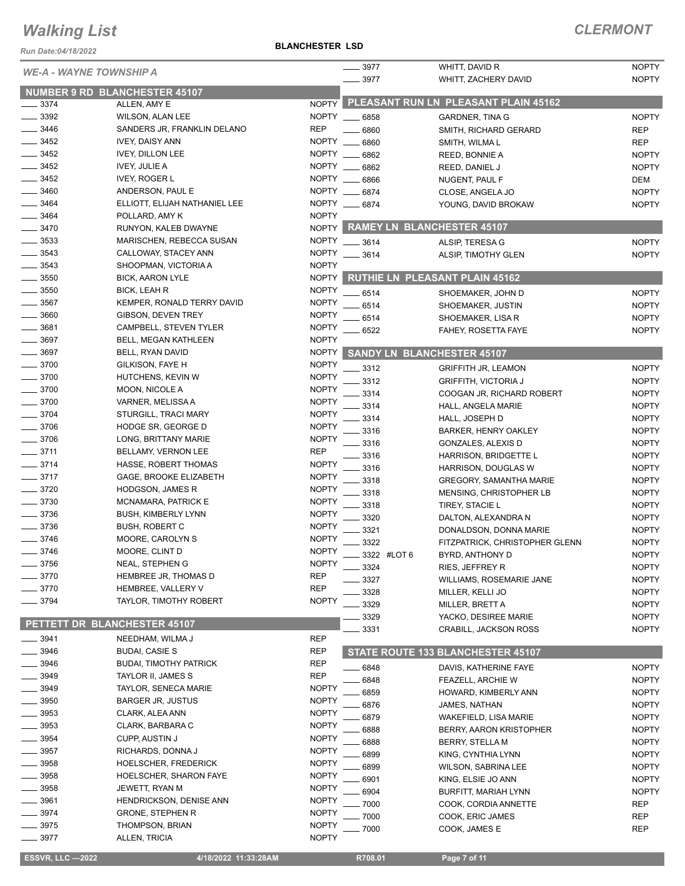# Walking List

**CLERMONT**

Run Date:04/18/2022

**BLANCHESTER LSD**

*WE-A - WAYNE TOWNSHIP A*

## NUMBER 9 RD BLANCHESTER 45107

| No. | Name | Party |
|---|---|---|
| 3374 | ALLEN, AMY E | NOPTY |
| 3392 | WILSON, ALAN LEE | NOPTY |
| 3446 | SANDERS JR, FRANKLIN DELANO | REP |
| 3452 | IVEY, DAISY ANN | NOPTY |
| 3452 | IVEY, DILLON LEE | NOPTY |
| 3452 | IVEY, JULIE A | NOPTY |
| 3452 | IVEY, ROGER L | NOPTY |
| 3460 | ANDERSON, PAUL E | NOPTY |
| 3464 | ELLIOTT, ELIJAH NATHANIEL LEE | NOPTY |
| 3464 | POLLARD, AMY K | NOPTY |
| 3470 | RUNYON, KALEB DWAYNE | NOPTY |
| 3533 | MARISCHEN, REBECCA SUSAN | NOPTY |
| 3543 | CALLOWAY, STACEY ANN | NOPTY |
| 3543 | SHOOPMAN, VICTORIA A | NOPTY |
| 3550 | BICK, AARON LYLE | NOPTY |
| 3550 | BICK, LEAH R | NOPTY |
| 3567 | KEMPER, RONALD TERRY DAVID | NOPTY |
| 3660 | GIBSON, DEVEN TREY | NOPTY |
| 3681 | CAMPBELL, STEVEN TYLER | NOPTY |
| 3697 | BELL, MEGAN KATHLEEN | NOPTY |
| 3697 | BELL, RYAN DAVID | NOPTY |
| 3700 | GILKISON, FAYE H | NOPTY |
| 3700 | HUTCHENS, KEVIN W | NOPTY |
| 3700 | MOON, NICOLE A | NOPTY |
| 3700 | VARNER, MELISSA A | NOPTY |
| 3704 | STURGILL, TRACI MARY | NOPTY |
| 3706 | HODGE SR, GEORGE D | NOPTY |
| 3706 | LONG, BRITTANY MARIE | NOPTY |
| 3711 | BELLAMY, VERNON LEE | REP |
| 3714 | HASSE, ROBERT THOMAS | NOPTY |
| 3717 | GAGE, BROOKE ELIZABETH | NOPTY |
| 3720 | HODGSON, JAMES R | NOPTY |
| 3730 | MCNAMARA, PATRICK E | NOPTY |
| 3736 | BUSH, KIMBERLY LYNN | NOPTY |
| 3736 | BUSH, ROBERT C | NOPTY |
| 3746 | MOORE, CAROLYN S | NOPTY |
| 3746 | MOORE, CLINT D | NOPTY |
| 3756 | NEAL, STEPHEN G | NOPTY |
| 3770 | HEMBREE JR, THOMAS D | REP |
| 3770 | HEMBREE, VALLERY V | REP |
| 3794 | TAYLOR, TIMOTHY ROBERT | NOPTY |

## PETTETT DR BLANCHESTER 45107

| No. | Name | Party |
|---|---|---|
| 3941 | NEEDHAM, WILMA J | REP |
| 3946 | BUDAI, CASIE S | REP |
| 3946 | BUDAI, TIMOTHY PATRICK | REP |
| 3949 | TAYLOR II, JAMES S | REP |
| 3949 | TAYLOR, SENECA MARIE | NOPTY |
| 3950 | BARGER JR, JUSTUS | NOPTY |
| 3953 | CLARK, ALEA ANN | NOPTY |
| 3953 | CLARK, BARBARA C | NOPTY |
| 3954 | CUPP, AUSTIN J | NOPTY |
| 3957 | RICHARDS, DONNA J | NOPTY |
| 3958 | HOELSCHER, FREDERICK | NOPTY |
| 3958 | HOELSCHER, SHARON FAYE | NOPTY |
| 3958 | JEWETT, RYAN M | NOPTY |
| 3961 | HENDRICKSON, DENISE ANN | NOPTY |
| 3974 | GRONE, STEPHEN R | NOPTY |
| 3975 | THOMPSON, BRIAN | NOPTY |
| 3977 | ALLEN, TRICIA | NOPTY |
| 3977 | WHITT, DAVID R | NOPTY |
| 3977 | WHITT, ZACHERY DAVID | NOPTY |

## PLEASANT RUN LN PLEASANT PLAIN 45162

| No. | Name | Party |
|---|---|---|
| 6858 | GARDNER, TINA G | NOPTY |
| 6860 | SMITH, RICHARD GERARD | REP |
| 6860 | SMITH, WILMA L | REP |
| 6862 | REED, BONNIE A | NOPTY |
| 6862 | REED, DANIEL J | NOPTY |
| 6866 | NUGENT, PAUL F | DEM |
| 6874 | CLOSE, ANGELA JO | NOPTY |
| 6874 | YOUNG, DAVID BROKAW | NOPTY |

## RAMEY LN BLANCHESTER 45107

| No. | Name | Party |
|---|---|---|
| 3614 | ALSIP, TERESA G | NOPTY |
| 3614 | ALSIP, TIMOTHY GLEN | NOPTY |

## RUTHIE LN PLEASANT PLAIN 45162

| No. | Name | Party |
|---|---|---|
| 6514 | SHOEMAKER, JOHN D | NOPTY |
| 6514 | SHOEMAKER, JUSTIN | NOPTY |
| 6514 | SHOEMAKER, LISA R | NOPTY |
| 6522 | FAHEY, ROSETTA FAYE | NOPTY |

## SANDY LN BLANCHESTER 45107

| No. | Name | Party |
|---|---|---|
| 3312 | GRIFFITH JR, LEAMON | NOPTY |
| 3312 | GRIFFITH, VICTORIA J | NOPTY |
| 3314 | COOGAN JR, RICHARD ROBERT | NOPTY |
| 3314 | HALL, ANGELA MARIE | NOPTY |
| 3314 | HALL, JOSEPH D | NOPTY |
| 3316 | BARKER, HENRY OAKLEY | NOPTY |
| 3316 | GONZALES, ALEXIS D | NOPTY |
| 3316 | HARRISON, BRIDGETTE L | NOPTY |
| 3316 | HARRISON, DOUGLAS W | NOPTY |
| 3318 | GREGORY, SAMANTHA MARIE | NOPTY |
| 3318 | MENSING, CHRISTOPHER LB | NOPTY |
| 3318 | TIREY, STACIE L | NOPTY |
| 3320 | DALTON, ALEXANDRA N | NOPTY |
| 3321 | DONALDSON, DONNA MARIE | NOPTY |
| 3322 | FITZPATRICK, CHRISTOPHER GLENN | NOPTY |
| 3322 #LOT 6 | BYRD, ANTHONY D | NOPTY |
| 3324 | RIES, JEFFREY R | NOPTY |
| 3327 | WILLIAMS, ROSEMARIE JANE | NOPTY |
| 3328 | MILLER, KELLI JO | NOPTY |
| 3329 | MILLER, BRETT A | NOPTY |
| 3329 | YACKO, DESIREE MARIE | NOPTY |
| 3331 | CRABILL, JACKSON ROSS | NOPTY |

## STATE ROUTE 133 BLANCHESTER 45107

| No. | Name | Party |
|---|---|---|
| 6848 | DAVIS, KATHERINE FAYE | NOPTY |
| 6848 | FEAZELL, ARCHIE W | NOPTY |
| 6859 | HOWARD, KIMBERLY ANN | NOPTY |
| 6876 | JAMES, NATHAN | NOPTY |
| 6879 | WAKEFIELD, LISA MARIE | NOPTY |
| 6888 | BERRY, AARON KRISTOPHER | NOPTY |
| 6888 | BERRY, STELLA M | NOPTY |
| 6899 | KING, CYNTHIA LYNN | NOPTY |
| 6899 | WILSON, SABRINA LEE | NOPTY |
| 6901 | KING, ELSIE JO ANN | NOPTY |
| 6904 | BURFITT, MARIAH LYNN | NOPTY |
| 7000 | COOK, CORDIA ANNETTE | REP |
| 7000 | COOK, ERIC JAMES | REP |
| 7000 | COOK, JAMES E | REP |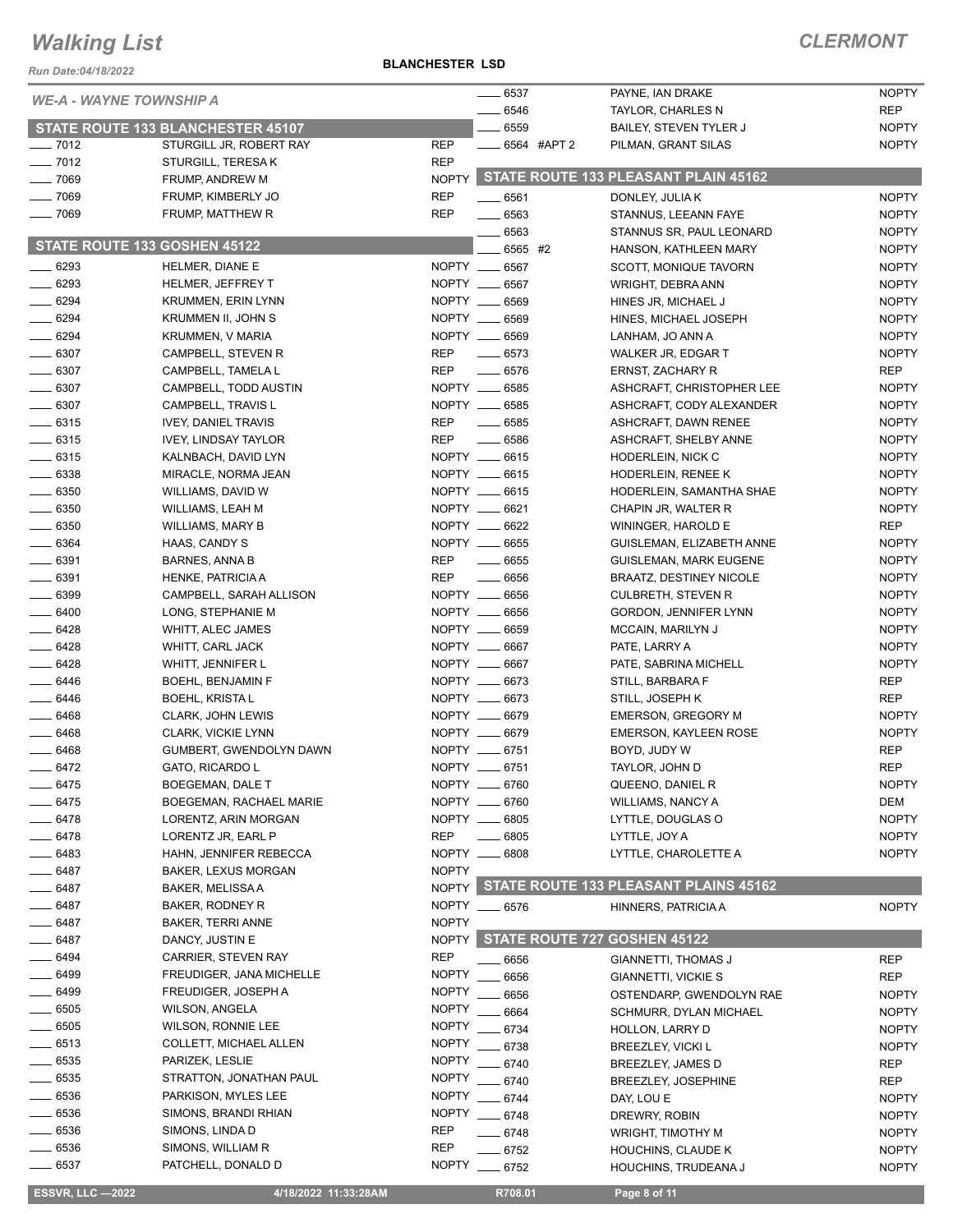# Walking List

**CLERMONT**

Run Date:04/18/2022

**BLANCHESTER LSD**

*WE-A - WAYNE TOWNSHIP A*

## STATE ROUTE 133 BLANCHESTER 45107

| No. | Name | Party |
|---|---|---|
| 7012 | STURGILL JR, ROBERT RAY | REP |
| 7012 | STURGILL, TERESA K | REP |
| 7069 | FRUMP, ANDREW M | NOPTY |
| 7069 | FRUMP, KIMBERLY JO | REP |
| 7069 | FRUMP, MATTHEW R | REP |

## STATE ROUTE 133 GOSHEN 45122

| No. | Name | Party |
|---|---|---|
| 6293 | HELMER, DIANE E | NOPTY |
| 6293 | HELMER, JEFFREY T | NOPTY |
| 6294 | KRUMMEN, ERIN LYNN | NOPTY |
| 6294 | KRUMMEN II, JOHN S | NOPTY |
| 6294 | KRUMMEN, V MARIA | NOPTY |
| 6307 | CAMPBELL, STEVEN R | REP |
| 6307 | CAMPBELL, TAMELA L | REP |
| 6307 | CAMPBELL, TODD AUSTIN | NOPTY |
| 6307 | CAMPBELL, TRAVIS L | NOPTY |
| 6315 | IVEY, DANIEL TRAVIS | REP |
| 6315 | IVEY, LINDSAY TAYLOR | REP |
| 6315 | KALNBACH, DAVID LYN | NOPTY |
| 6338 | MIRACLE, NORMA JEAN | NOPTY |
| 6350 | WILLIAMS, DAVID W | NOPTY |
| 6350 | WILLIAMS, LEAH M | NOPTY |
| 6350 | WILLIAMS, MARY B | NOPTY |
| 6364 | HAAS, CANDY S | NOPTY |
| 6391 | BARNES, ANNA B | REP |
| 6391 | HENKE, PATRICIA A | REP |
| 6399 | CAMPBELL, SARAH ALLISON | NOPTY |
| 6400 | LONG, STEPHANIE M | NOPTY |
| 6428 | WHITT, ALEC JAMES | NOPTY |
| 6428 | WHITT, CARL JACK | NOPTY |
| 6428 | WHITT, JENNIFER L | NOPTY |
| 6446 | BOEHL, BENJAMIN F | NOPTY |
| 6446 | BOEHL, KRISTA L | NOPTY |
| 6468 | CLARK, JOHN LEWIS | NOPTY |
| 6468 | CLARK, VICKIE LYNN | NOPTY |
| 6468 | GUMBERT, GWENDOLYN DAWN | NOPTY |
| 6472 | GATO, RICARDO L | NOPTY |
| 6475 | BOEGEMAN, DALE T | NOPTY |
| 6475 | BOEGEMAN, RACHAEL MARIE | NOPTY |
| 6478 | LORENTZ, ARIN MORGAN | NOPTY |
| 6478 | LORENTZ JR, EARL P | REP |
| 6483 | HAHN, JENNIFER REBECCA | NOPTY |
| 6487 | BAKER, LEXUS MORGAN | NOPTY |
| 6487 | BAKER, MELISSA A | NOPTY |
| 6487 | BAKER, RODNEY R | NOPTY |
| 6487 | BAKER, TERRI ANNE | NOPTY |
| 6487 | DANCY, JUSTIN E | NOPTY |
| 6494 | CARRIER, STEVEN RAY | REP |
| 6499 | FREUDIGER, JANA MICHELLE | NOPTY |
| 6499 | FREUDIGER, JOSEPH A | NOPTY |
| 6505 | WILSON, ANGELA | NOPTY |
| 6505 | WILSON, RONNIE LEE | NOPTY |
| 6513 | COLLETT, MICHAEL ALLEN | NOPTY |
| 6535 | PARIZEK, LESLIE | NOPTY |
| 6535 | STRATTON, JONATHAN PAUL | NOPTY |
| 6536 | PARKISON, MYLES LEE | NOPTY |
| 6536 | SIMONS, BRANDI RHIAN | NOPTY |
| 6536 | SIMONS, LINDA D | REP |
| 6536 | SIMONS, WILLIAM R | REP |
| 6537 | PATCHELL, DONALD D | NOPTY |
| 6537 | PAYNE, IAN DRAKE | NOPTY |
| 6546 | TAYLOR, CHARLES N | REP |
| 6559 | BAILEY, STEVEN TYLER J | NOPTY |
| 6564 #APT 2 | PILMAN, GRANT SILAS | NOPTY |

## STATE ROUTE 133 PLEASANT PLAIN 45162

| No. | Name | Party |
|---|---|---|
| 6561 | DONLEY, JULIA K | NOPTY |
| 6563 | STANNUS, LEEANN FAYE | NOPTY |
| 6563 | STANNUS SR, PAUL LEONARD | NOPTY |
| 6565 #2 | HANSON, KATHLEEN MARY | NOPTY |
| 6567 | SCOTT, MONIQUE TAVORN | NOPTY |
| 6567 | WRIGHT, DEBRA ANN | NOPTY |
| 6569 | HINES JR, MICHAEL J | NOPTY |
| 6569 | HINES, MICHAEL JOSEPH | NOPTY |
| 6569 | LANHAM, JO ANN A | NOPTY |
| 6573 | WALKER JR, EDGAR T | NOPTY |
| 6576 | ERNST, ZACHARY R | REP |
| 6585 | ASHCRAFT, CHRISTOPHER LEE | NOPTY |
| 6585 | ASHCRAFT, CODY ALEXANDER | NOPTY |
| 6585 | ASHCRAFT, DAWN RENEE | NOPTY |
| 6586 | ASHCRAFT, SHELBY ANNE | NOPTY |
| 6615 | HODERLEIN, NICK C | NOPTY |
| 6615 | HODERLEIN, RENEE K | NOPTY |
| 6615 | HODERLEIN, SAMANTHA SHAE | NOPTY |
| 6621 | CHAPIN JR, WALTER R | NOPTY |
| 6622 | WININGER, HAROLD E | REP |
| 6655 | GUISLEMAN, ELIZABETH ANNE | NOPTY |
| 6655 | GUISLEMAN, MARK EUGENE | NOPTY |
| 6656 | BRAATZ, DESTINEY NICOLE | NOPTY |
| 6656 | CULBRETH, STEVEN R | NOPTY |
| 6656 | GORDON, JENNIFER LYNN | NOPTY |
| 6659 | MCCAIN, MARILYN J | NOPTY |
| 6667 | PATE, LARRY A | NOPTY |
| 6667 | PATE, SABRINA MICHELL | NOPTY |
| 6673 | STILL, BARBARA F | REP |
| 6673 | STILL, JOSEPH K | REP |
| 6679 | EMERSON, GREGORY M | NOPTY |
| 6679 | EMERSON, KAYLEEN ROSE | NOPTY |
| 6751 | BOYD, JUDY W | REP |
| 6751 | TAYLOR, JOHN D | REP |
| 6760 | QUEENO, DANIEL R | NOPTY |
| 6760 | WILLIAMS, NANCY A | DEM |
| 6805 | LYTTLE, DOUGLAS O | NOPTY |
| 6805 | LYTTLE, JOY A | NOPTY |
| 6808 | LYTTLE, CHAROLETTE A | NOPTY |

## STATE ROUTE 133 PLEASANT PLAINS 45162

| No. | Name | Party |
|---|---|---|
| 6576 | HINNERS, PATRICIA A | NOPTY |

## STATE ROUTE 727 GOSHEN 45122

| No. | Name | Party |
|---|---|---|
| 6656 | GIANNETTI, THOMAS J | REP |
| 6656 | GIANNETTI, VICKIE S | REP |
| 6656 | OSTENDARP, GWENDOLYN RAE | NOPTY |
| 6664 | SCHMURR, DYLAN MICHAEL | NOPTY |
| 6734 | HOLLON, LARRY D | NOPTY |
| 6738 | BREEZLEY, VICKI L | NOPTY |
| 6740 | BREEZLEY, JAMES D | REP |
| 6740 | BREEZLEY, JOSEPHINE | REP |
| 6744 | DAY, LOU E | NOPTY |
| 6748 | DREWRY, ROBIN | NOPTY |
| 6748 | WRIGHT, TIMOTHY M | NOPTY |
| 6752 | HOUCHINS, CLAUDE K | NOPTY |
| 6752 | HOUCHINS, TRUDEANA J | NOPTY |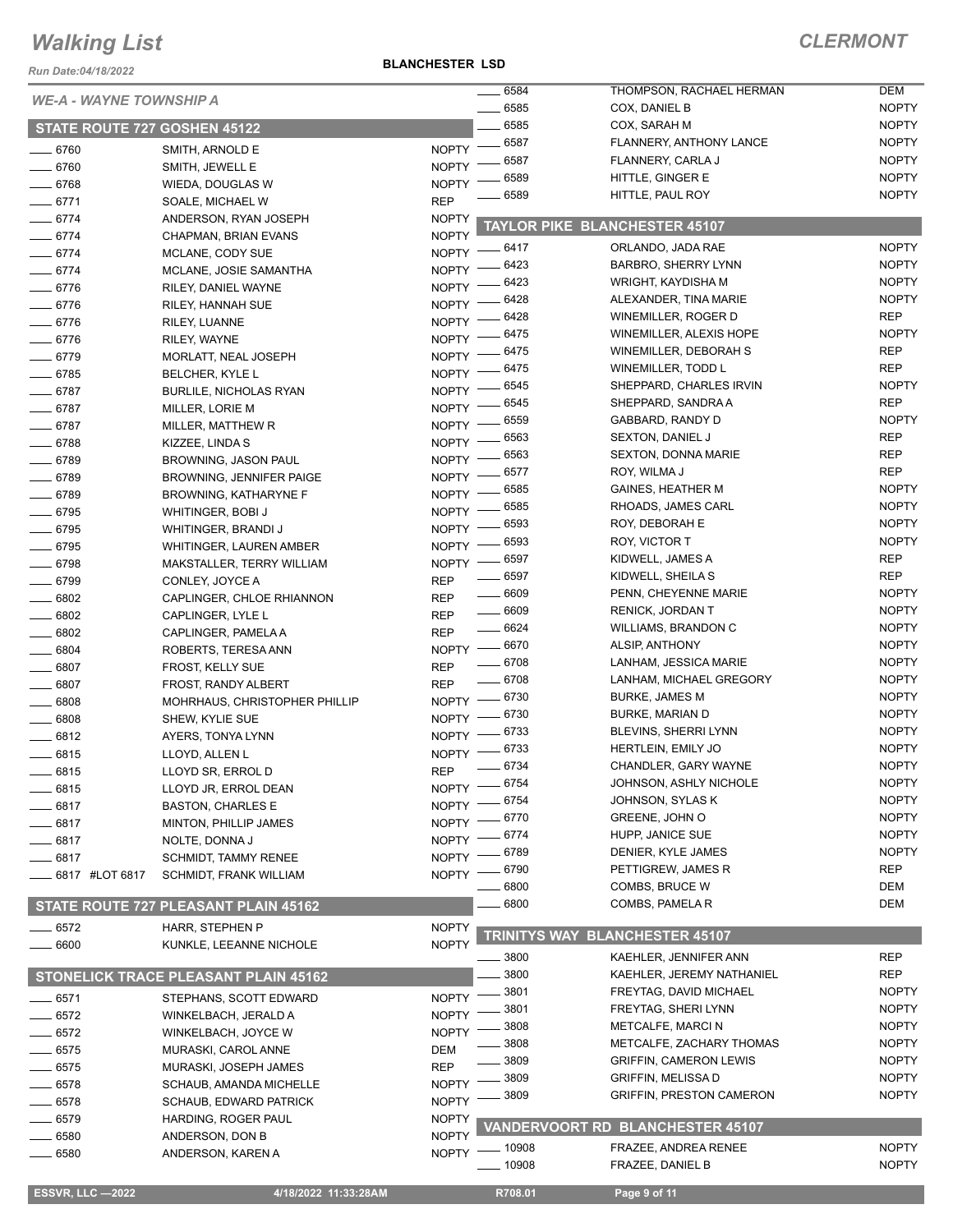# Walking List

## CLERMONT

Run Date:04/18/2022

**BLANCHESTER LSD**

*WE-A - WAYNE TOWNSHIP A*

### STATE ROUTE 727 GOSHEN 45122

| No. | Name | Party |
|---|---|---|
| 6760 | SMITH, ARNOLD E | NOPTY |
| 6760 | SMITH, JEWELL E | NOPTY |
| 6768 | WIEDA, DOUGLAS W | NOPTY |
| 6771 | SOALE, MICHAEL W | REP |
| 6774 | ANDERSON, RYAN JOSEPH | NOPTY |
| 6774 | CHAPMAN, BRIAN EVANS | NOPTY |
| 6774 | MCLANE, CODY SUE | NOPTY |
| 6774 | MCLANE, JOSIE SAMANTHA | NOPTY |
| 6776 | RILEY, DANIEL WAYNE | NOPTY |
| 6776 | RILEY, HANNAH SUE | NOPTY |
| 6776 | RILEY, LUANNE | NOPTY |
| 6776 | RILEY, WAYNE | NOPTY |
| 6779 | MORLATT, NEAL JOSEPH | NOPTY |
| 6785 | BELCHER, KYLE L | NOPTY |
| 6787 | BURLILE, NICHOLAS RYAN | NOPTY |
| 6787 | MILLER, LORIE M | NOPTY |
| 6787 | MILLER, MATTHEW R | NOPTY |
| 6788 | KIZZEE, LINDA S | NOPTY |
| 6789 | BROWNING, JASON PAUL | NOPTY |
| 6789 | BROWNING, JENNIFER PAIGE | NOPTY |
| 6789 | BROWNING, KATHARYNE F | NOPTY |
| 6795 | WHITINGER, BOBI J | NOPTY |
| 6795 | WHITINGER, BRANDI J | NOPTY |
| 6795 | WHITINGER, LAUREN AMBER | NOPTY |
| 6798 | MAKSTALLER, TERRY WILLIAM | NOPTY |
| 6799 | CONLEY, JOYCE A | REP |
| 6802 | CAPLINGER, CHLOE RHIANNON | REP |
| 6802 | CAPLINGER, LYLE L | REP |
| 6802 | CAPLINGER, PAMELA A | REP |
| 6804 | ROBERTS, TERESA ANN | NOPTY |
| 6807 | FROST, KELLY SUE | REP |
| 6807 | FROST, RANDY ALBERT | REP |
| 6808 | MOHRHAUS, CHRISTOPHER PHILLIP | NOPTY |
| 6808 | SHEW, KYLIE SUE | NOPTY |
| 6812 | AYERS, TONYA LYNN | NOPTY |
| 6815 | LLOYD, ALLEN L | NOPTY |
| 6815 | LLOYD SR, ERROL D | REP |
| 6815 | LLOYD JR, ERROL DEAN | NOPTY |
| 6817 | BASTON, CHARLES E | NOPTY |
| 6817 | MINTON, PHILLIP JAMES | NOPTY |
| 6817 | NOLTE, DONNA J | NOPTY |
| 6817 | SCHMIDT, TAMMY RENEE | NOPTY |
| 6817 #LOT 6817 | SCHMIDT, FRANK WILLIAM | NOPTY |

### STATE ROUTE 727 PLEASANT PLAIN 45162

| No. | Name | Party |
|---|---|---|
| 6572 | HARR, STEPHEN P | NOPTY |
| 6600 | KUNKLE, LEEANNE NICHOLE | NOPTY |

### STONELICK TRACE PLEASANT PLAIN 45162

| No. | Name | Party |
|---|---|---|
| 6571 | STEPHANS, SCOTT EDWARD | NOPTY |
| 6572 | WINKELBACH, JERALD A | NOPTY |
| 6572 | WINKELBACH, JOYCE W | NOPTY |
| 6575 | MURASKI, CAROL ANNE | DEM |
| 6575 | MURASKI, JOSEPH JAMES | REP |
| 6578 | SCHAUB, AMANDA MICHELLE | NOPTY |
| 6578 | SCHAUB, EDWARD PATRICK | NOPTY |
| 6579 | HARDING, ROGER PAUL | NOPTY |
| 6580 | ANDERSON, DON B | NOPTY |
| 6580 | ANDERSON, KAREN A | NOPTY |
| 6584 | THOMPSON, RACHAEL HERMAN | DEM |
| 6585 | COX, DANIEL B | NOPTY |
| 6585 | COX, SARAH M | NOPTY |
| 6587 | FLANNERY, ANTHONY LANCE | NOPTY |
| 6587 | FLANNERY, CARLA J | NOPTY |
| 6589 | HITTLE, GINGER E | NOPTY |
| 6589 | HITTLE, PAUL ROY | NOPTY |

### TAYLOR PIKE BLANCHESTER 45107

| No. | Name | Party |
|---|---|---|
| 6417 | ORLANDO, JADA RAE | NOPTY |
| 6423 | BARBRO, SHERRY LYNN | NOPTY |
| 6423 | WRIGHT, KAYDISHA M | NOPTY |
| 6428 | ALEXANDER, TINA MARIE | NOPTY |
| 6428 | WINEMILLER, ROGER D | REP |
| 6475 | WINEMILLER, ALEXIS HOPE | NOPTY |
| 6475 | WINEMILLER, DEBORAH S | REP |
| 6475 | WINEMILLER, TODD L | REP |
| 6545 | SHEPPARD, CHARLES IRVIN | NOPTY |
| 6545 | SHEPPARD, SANDRA A | REP |
| 6559 | GABBARD, RANDY D | NOPTY |
| 6563 | SEXTON, DANIEL J | REP |
| 6563 | SEXTON, DONNA MARIE | REP |
| 6577 | ROY, WILMA J | REP |
| 6585 | GAINES, HEATHER M | NOPTY |
| 6585 | RHOADS, JAMES CARL | NOPTY |
| 6593 | ROY, DEBORAH E | NOPTY |
| 6593 | ROY, VICTOR T | NOPTY |
| 6597 | KIDWELL, JAMES A | REP |
| 6597 | KIDWELL, SHEILA S | REP |
| 6609 | PENN, CHEYENNE MARIE | NOPTY |
| 6609 | RENICK, JORDAN T | NOPTY |
| 6624 | WILLIAMS, BRANDON C | NOPTY |
| 6670 | ALSIP, ANTHONY | NOPTY |
| 6708 | LANHAM, JESSICA MARIE | NOPTY |
| 6708 | LANHAM, MICHAEL GREGORY | NOPTY |
| 6730 | BURKE, JAMES M | NOPTY |
| 6730 | BURKE, MARIAN D | NOPTY |
| 6733 | BLEVINS, SHERRI LYNN | NOPTY |
| 6733 | HERTLEIN, EMILY JO | NOPTY |
| 6734 | CHANDLER, GARY WAYNE | NOPTY |
| 6754 | JOHNSON, ASHLY NICHOLE | NOPTY |
| 6754 | JOHNSON, SYLAS K | NOPTY |
| 6770 | GREENE, JOHN O | NOPTY |
| 6774 | HUPP, JANICE SUE | NOPTY |
| 6789 | DENIER, KYLE JAMES | NOPTY |
| 6790 | PETTIGREW, JAMES R | REP |
| 6800 | COMBS, BRUCE W | DEM |
| 6800 | COMBS, PAMELA R | DEM |

### TRINITYS WAY BLANCHESTER 45107

| No. | Name | Party |
|---|---|---|
| 3800 | KAEHLER, JENNIFER ANN | REP |
| 3800 | KAEHLER, JEREMY NATHANIEL | REP |
| 3801 | FREYTAG, DAVID MICHAEL | NOPTY |
| 3801 | FREYTAG, SHERI LYNN | NOPTY |
| 3808 | METCALFE, MARCI N | NOPTY |
| 3808 | METCALFE, ZACHARY THOMAS | NOPTY |
| 3809 | GRIFFIN, CAMERON LEWIS | NOPTY |
| 3809 | GRIFFIN, MELISSA D | NOPTY |
| 3809 | GRIFFIN, PRESTON CAMERON | NOPTY |

### VANDERVOORT RD BLANCHESTER 45107

| No. | Name | Party |
|---|---|---|
| 10908 | FRAZEE, ANDREA RENEE | NOPTY |
| 10908 | FRAZEE, DANIEL B | NOPTY |

ESSVR, LLC —2022 | 4/18/2022 11:33:28AM | R708.01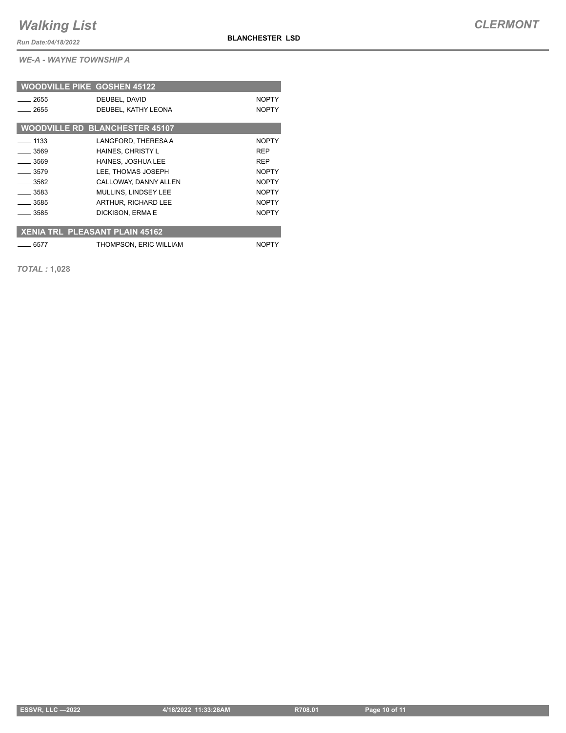*WE-A - WAYNE TOWNSHIP A*

| WOODVILLE PIKE GOSHEN 45122 | | |
|---|---|---|
| ____ 2655 | DEUBEL, DAVID | NOPTY |
| ____ 2655 | DEUBEL, KATHY LEONA | NOPTY |

| WOODVILLE RD BLANCHESTER 45107 | | |
|---|---|---|
| ____ 1133 | LANGFORD, THERESA A | NOPTY |
| ____ 3569 | HAINES, CHRISTY L | REP |
| ____ 3569 | HAINES, JOSHUA LEE | REP |
| ____ 3579 | LEE, THOMAS JOSEPH | NOPTY |
| ____ 3582 | CALLOWAY, DANNY ALLEN | NOPTY |
| ____ 3583 | MULLINS, LINDSEY LEE | NOPTY |
| ____ 3585 | ARTHUR, RICHARD LEE | NOPTY |
| ____ 3585 | DICKISON, ERMA E | NOPTY |

| XENIA TRL PLEASANT PLAIN 45162 | | |
|---|---|---|
| ____ 6577 | THOMPSON, ERIC WILLIAM | NOPTY |

*TOTAL :* **1,028**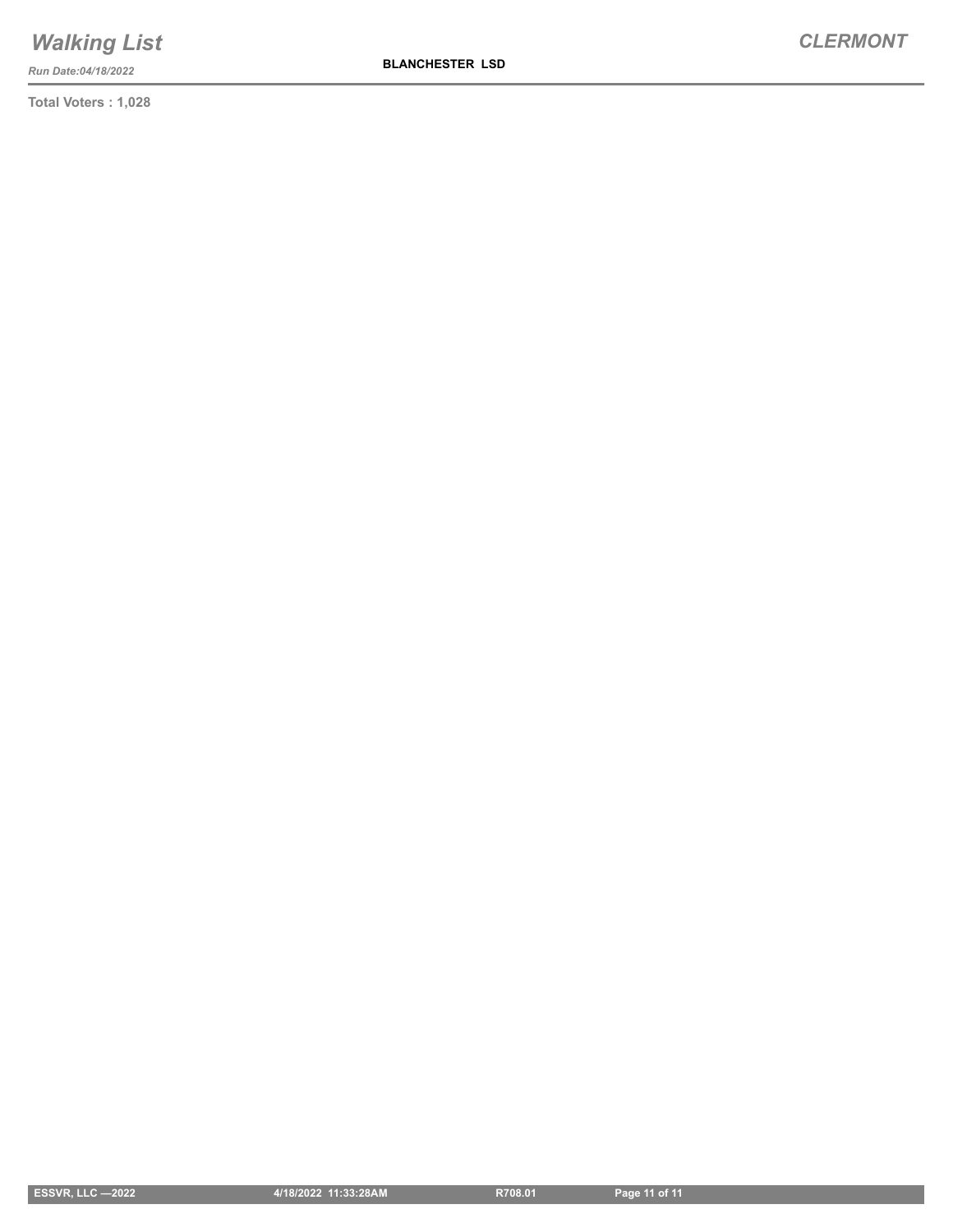Total Voters : 1,028